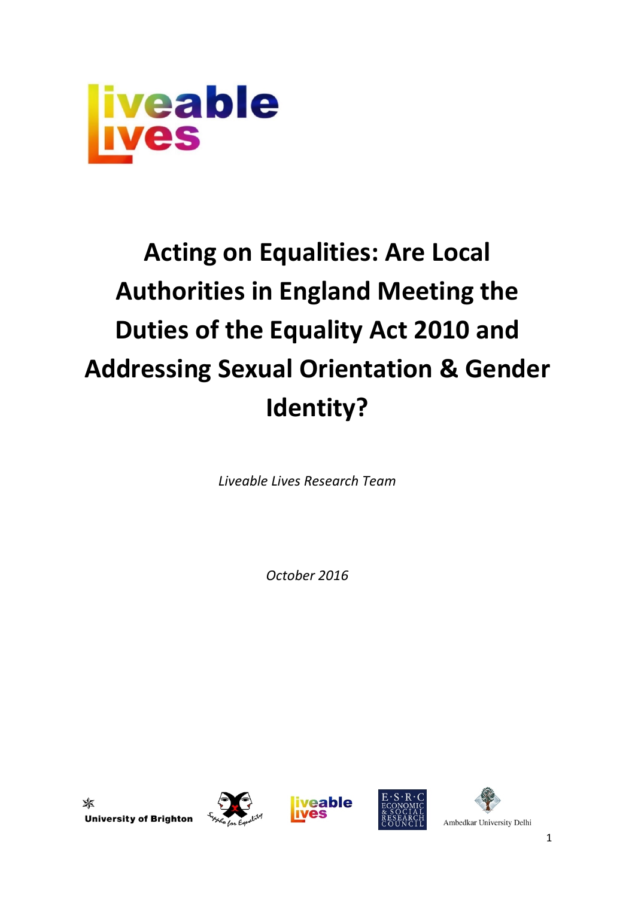# Acting on Equalities: Are Local Authorities in England Meeting the Duties of the Equality Act 2010 and Addressing Sexual Orientation & Gender Identity?

*Liveable Lives Research Team*

*October 2016*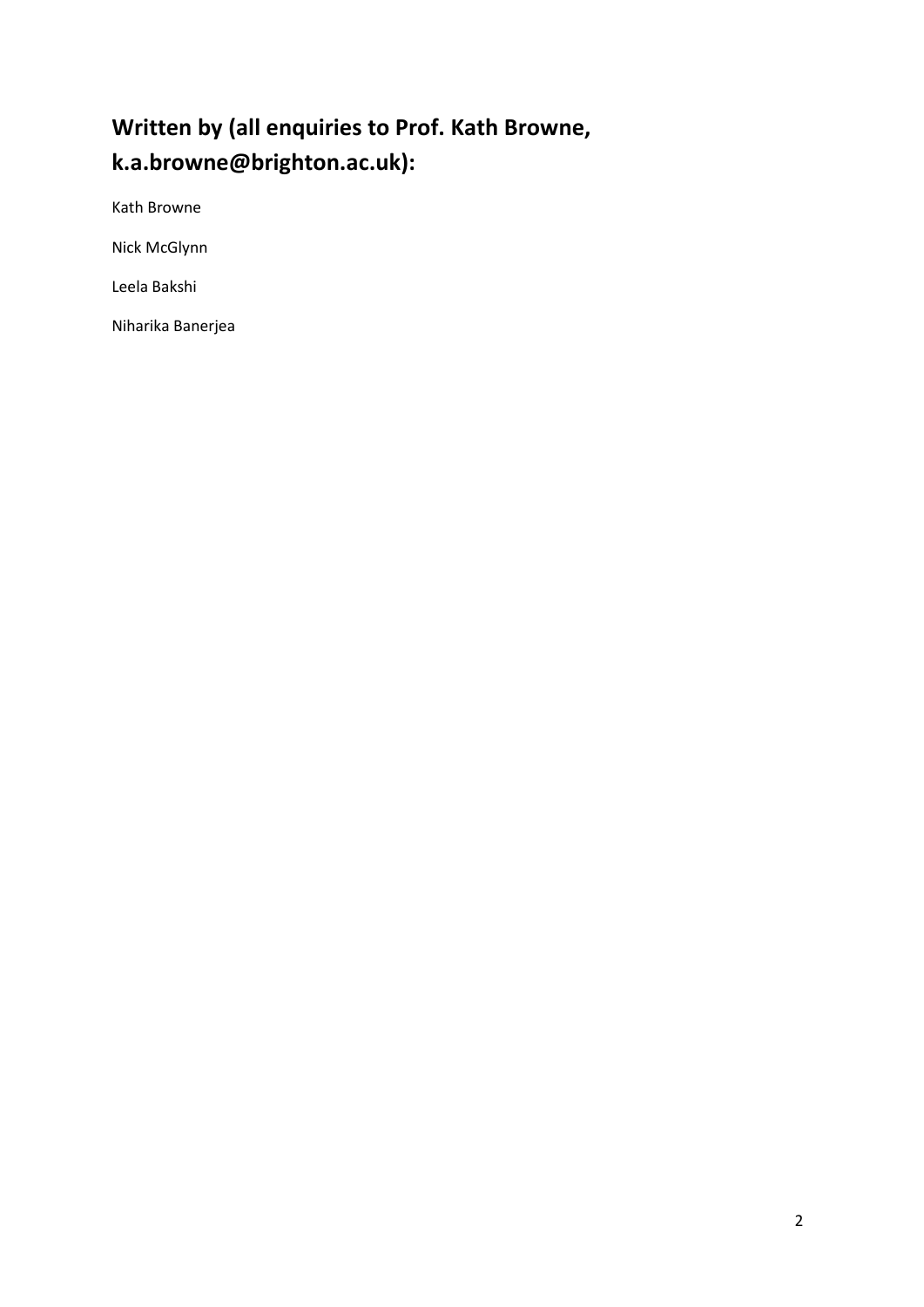## Written by (all enquiries to Prof. Kath Browne, k.a.browne@brighton.ac.uk):

Kath Browne

Nick McGlynn

Leela Bakshi

Niharika Banerjea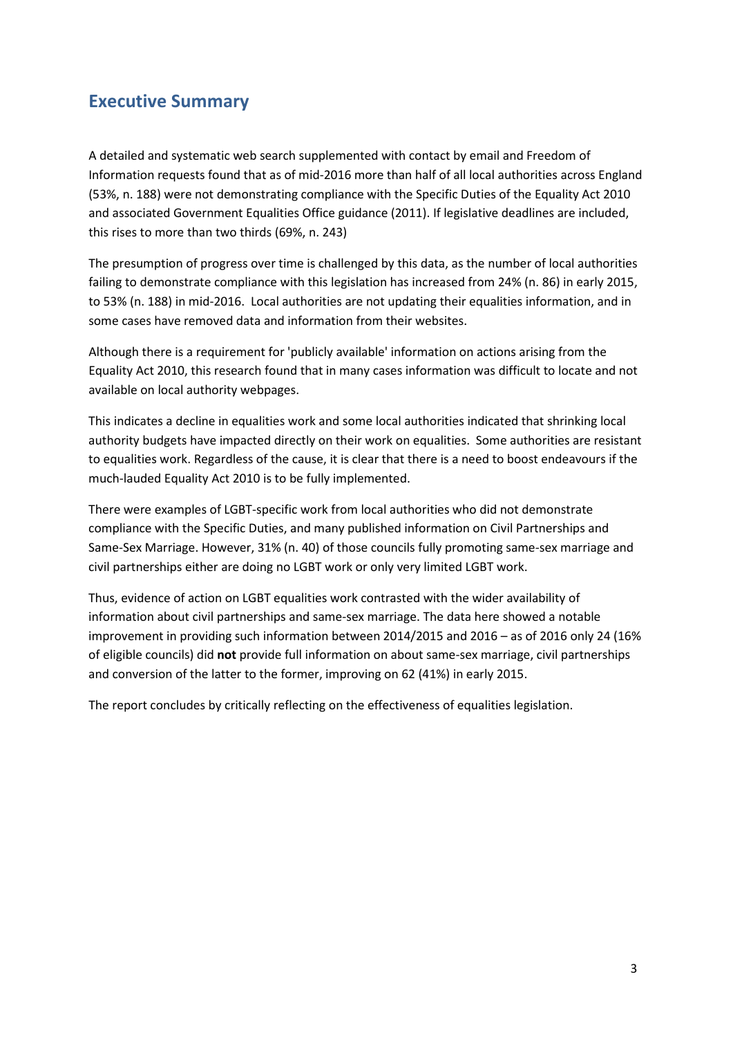## Executive Summary

A detailed and systematic web search supplemented with contact by email and Freedom of Information requests found that as of mid-2016 more than half of all local authorities across England (53%, n. 188) were not demonstrating compliance with the Specific Duties of the Equality Act 2010 and associated Government Equalities Office guidance (2011). If legislative deadlines are included, this rises to more than two thirds (69%, n. 243)

The presumption of progress over time is challenged by this data, as the number of local authorities failing to demonstrate compliance with this legislation has increased from 24% (n. 86) in early 2015, to 53% (n. 188) in mid-2016. Local authorities are not updating their equalities information, and in some cases have removed data and information from their websites.

Although there is a requirement for 'publicly available' information on actions arising from the Equality Act 2010, this research found that in many cases information was difficult to locate and not available on local authority webpages.

This indicates a decline in equalities work and some local authorities indicated that shrinking local authority budgets have impacted directly on their work on equalities. Some authorities are resistant to equalities work. Regardless of the cause, it is clear that there is a need to boost endeavours if the much-lauded Equality Act 2010 is to be fully implemented.

There were examples of LGBT-specific work from local authorities who did not demonstrate compliance with the Specific Duties, and many published information on Civil Partnerships and Same-Sex Marriage. However, 31% (n. 40) of those councils fully promoting same-sex marriage and civil partnerships either are doing no LGBT work or only very limited LGBT work.

Thus, evidence of action on LGBT equalities work contrasted with the wider availability of information about civil partnerships and same-sex marriage. The data here showed a notable improvement in providing such information between 2014/2015 and 2016 – as of 2016 only 24 (16% of eligible councils) did **not** provide full information on about same-sex marriage, civil partnerships and conversion of the latter to the former, improving on 62 (41%) in early 2015.

The report concludes by critically reflecting on the effectiveness of equalities legislation.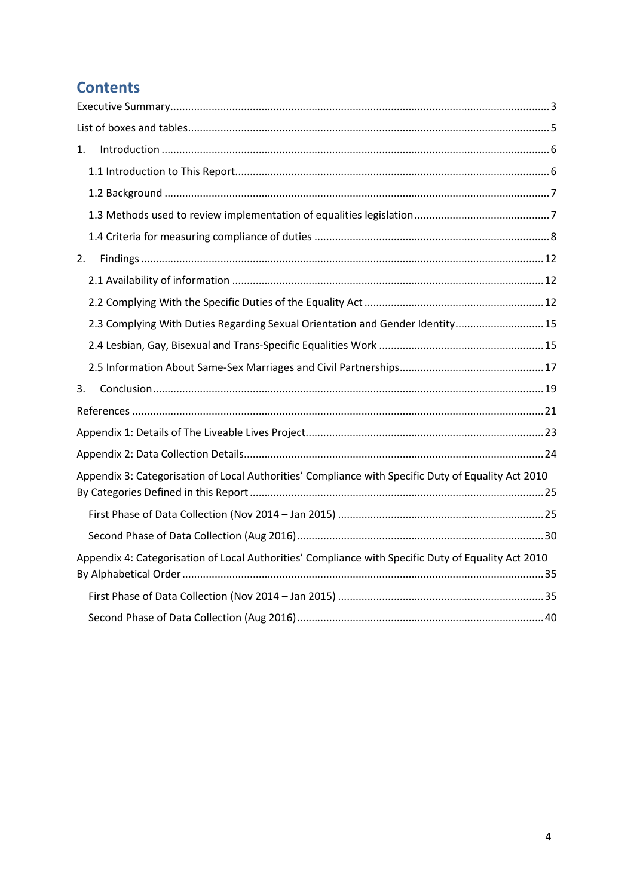# Contents

Executive Summary ... 3

List of boxes and tables ... 5

1. Introduction ... 6
   - 1.1 Introduction to This Report ... 6
   - 1.2 Background ... 7
   - 1.3 Methods used to review implementation of equalities legislation ... 7
   - 1.4 Criteria for measuring compliance of duties ... 8
2. Findings ... 12
   - 2.1 Availability of information ... 12
   - 2.2 Complying With the Specific Duties of the Equality Act ... 12
   - 2.3 Complying With Duties Regarding Sexual Orientation and Gender Identity ... 15
   - 2.4 Lesbian, Gay, Bisexual and Trans-Specific Equalities Work ... 15
   - 2.5 Information About Same-Sex Marriages and Civil Partnerships ... 17
3. Conclusion ... 19

References ... 21

Appendix 1: Details of The Liveable Lives Project ... 23

Appendix 2: Data Collection Details ... 24

Appendix 3: Categorisation of Local Authorities' Compliance with Specific Duty of Equality Act 2010 By Categories Defined in this Report ... 25

- First Phase of Data Collection (Nov 2014 – Jan 2015) ... 25
- Second Phase of Data Collection (Aug 2016) ... 30

Appendix 4: Categorisation of Local Authorities' Compliance with Specific Duty of Equality Act 2010 By Alphabetical Order ... 35

- First Phase of Data Collection (Nov 2014 – Jan 2015) ... 35
- Second Phase of Data Collection (Aug 2016) ... 40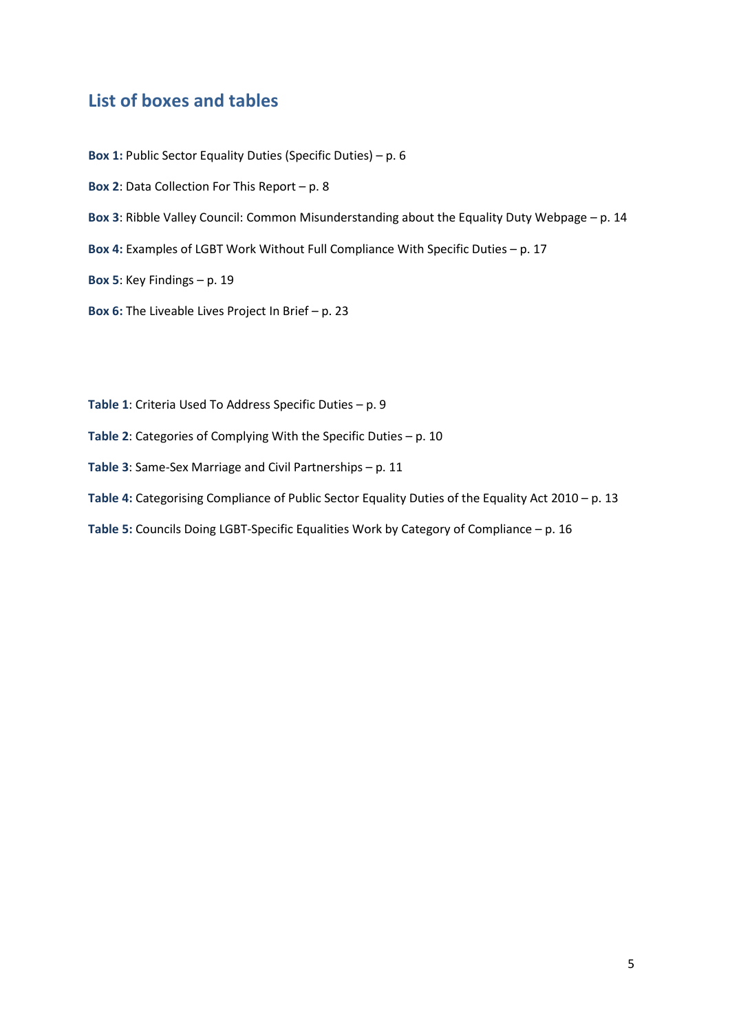## List of boxes and tables

**Box 1:** Public Sector Equality Duties (Specific Duties) – p. 6

**Box 2**: Data Collection For This Report – p. 8

**Box 3**: Ribble Valley Council: Common Misunderstanding about the Equality Duty Webpage – p. 14

**Box 4:** Examples of LGBT Work Without Full Compliance With Specific Duties – p. 17

**Box 5**: Key Findings – p. 19

**Box 6:** The Liveable Lives Project In Brief – p. 23

**Table 1**: Criteria Used To Address Specific Duties – p. 9

**Table 2**: Categories of Complying With the Specific Duties – p. 10

**Table 3**: Same-Sex Marriage and Civil Partnerships – p. 11

**Table 4:** Categorising Compliance of Public Sector Equality Duties of the Equality Act 2010 – p. 13

**Table 5:** Councils Doing LGBT-Specific Equalities Work by Category of Compliance – p. 16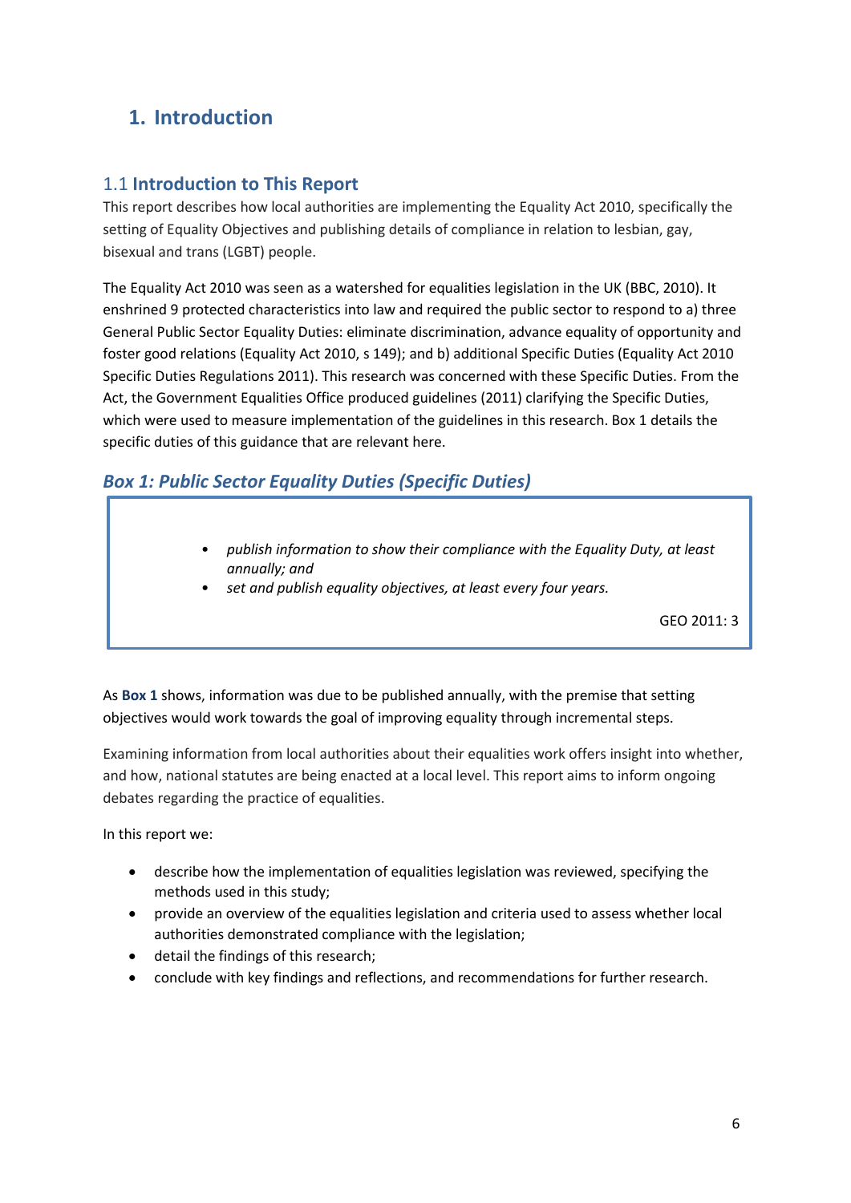# 1. Introduction

## 1.1 Introduction to This Report

This report describes how local authorities are implementing the Equality Act 2010, specifically the setting of Equality Objectives and publishing details of compliance in relation to lesbian, gay, bisexual and trans (LGBT) people.

The Equality Act 2010 was seen as a watershed for equalities legislation in the UK (BBC, 2010). It enshrined 9 protected characteristics into law and required the public sector to respond to a) three General Public Sector Equality Duties: eliminate discrimination, advance equality of opportunity and foster good relations (Equality Act 2010, s 149); and b) additional Specific Duties (Equality Act 2010 Specific Duties Regulations 2011). This research was concerned with these Specific Duties. From the Act, the Government Equalities Office produced guidelines (2011) clarifying the Specific Duties, which were used to measure implementation of the guidelines in this research. Box 1 details the specific duties of this guidance that are relevant here.

### *Box 1: Public Sector Equality Duties (Specific Duties)*

> - *publish information to show their compliance with the Equality Duty, at least annually; and*
> - *set and publish equality objectives, at least every four years.*
>
> GEO 2011: 3

As **Box 1** shows, information was due to be published annually, with the premise that setting objectives would work towards the goal of improving equality through incremental steps.

Examining information from local authorities about their equalities work offers insight into whether, and how, national statutes are being enacted at a local level. This report aims to inform ongoing debates regarding the practice of equalities.

In this report we:

- describe how the implementation of equalities legislation was reviewed, specifying the methods used in this study;
- provide an overview of the equalities legislation and criteria used to assess whether local authorities demonstrated compliance with the legislation;
- detail the findings of this research;
- conclude with key findings and reflections, and recommendations for further research.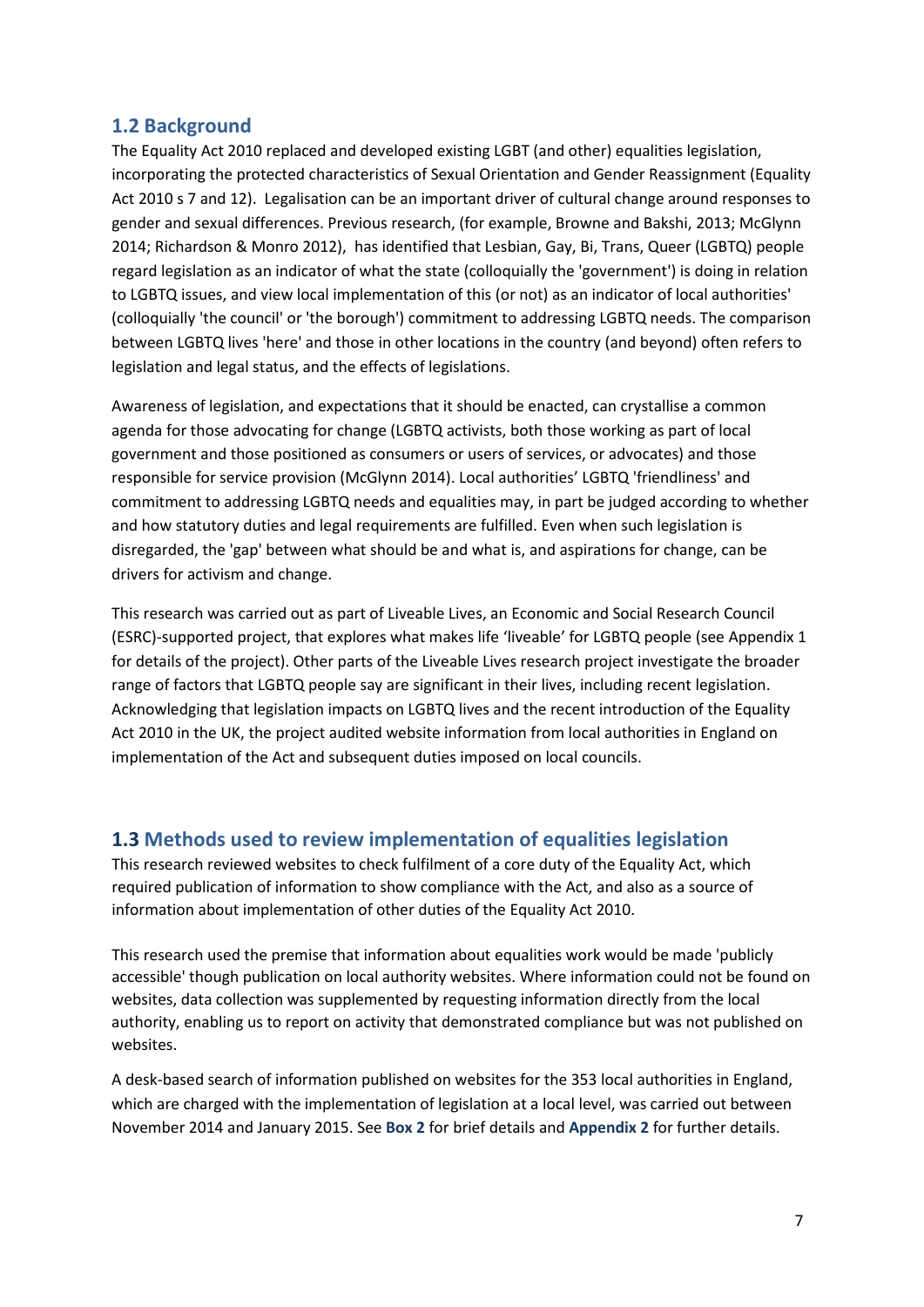## 1.2 Background

The Equality Act 2010 replaced and developed existing LGBT (and other) equalities legislation, incorporating the protected characteristics of Sexual Orientation and Gender Reassignment (Equality Act 2010 s 7 and 12). Legalisation can be an important driver of cultural change around responses to gender and sexual differences. Previous research, (for example, Browne and Bakshi, 2013; McGlynn 2014; Richardson & Monro 2012), has identified that Lesbian, Gay, Bi, Trans, Queer (LGBTQ) people regard legislation as an indicator of what the state (colloquially the 'government') is doing in relation to LGBTQ issues, and view local implementation of this (or not) as an indicator of local authorities' (colloquially 'the council' or 'the borough') commitment to addressing LGBTQ needs. The comparison between LGBTQ lives 'here' and those in other locations in the country (and beyond) often refers to legislation and legal status, and the effects of legislations.

Awareness of legislation, and expectations that it should be enacted, can crystallise a common agenda for those advocating for change (LGBTQ activists, both those working as part of local government and those positioned as consumers or users of services, or advocates) and those responsible for service provision (McGlynn 2014). Local authorities' LGBTQ 'friendliness' and commitment to addressing LGBTQ needs and equalities may, in part be judged according to whether and how statutory duties and legal requirements are fulfilled. Even when such legislation is disregarded, the 'gap' between what should be and what is, and aspirations for change, can be drivers for activism and change.

This research was carried out as part of Liveable Lives, an Economic and Social Research Council (ESRC)-supported project, that explores what makes life 'liveable' for LGBTQ people (see Appendix 1 for details of the project). Other parts of the Liveable Lives research project investigate the broader range of factors that LGBTQ people say are significant in their lives, including recent legislation. Acknowledging that legislation impacts on LGBTQ lives and the recent introduction of the Equality Act 2010 in the UK, the project audited website information from local authorities in England on implementation of the Act and subsequent duties imposed on local councils.

## 1.3 Methods used to review implementation of equalities legislation

This research reviewed websites to check fulfilment of a core duty of the Equality Act, which required publication of information to show compliance with the Act, and also as a source of information about implementation of other duties of the Equality Act 2010.

This research used the premise that information about equalities work would be made 'publicly accessible' though publication on local authority websites. Where information could not be found on websites, data collection was supplemented by requesting information directly from the local authority, enabling us to report on activity that demonstrated compliance but was not published on websites.

A desk-based search of information published on websites for the 353 local authorities in England, which are charged with the implementation of legislation at a local level, was carried out between November 2014 and January 2015. See **Box 2** for brief details and **Appendix 2** for further details.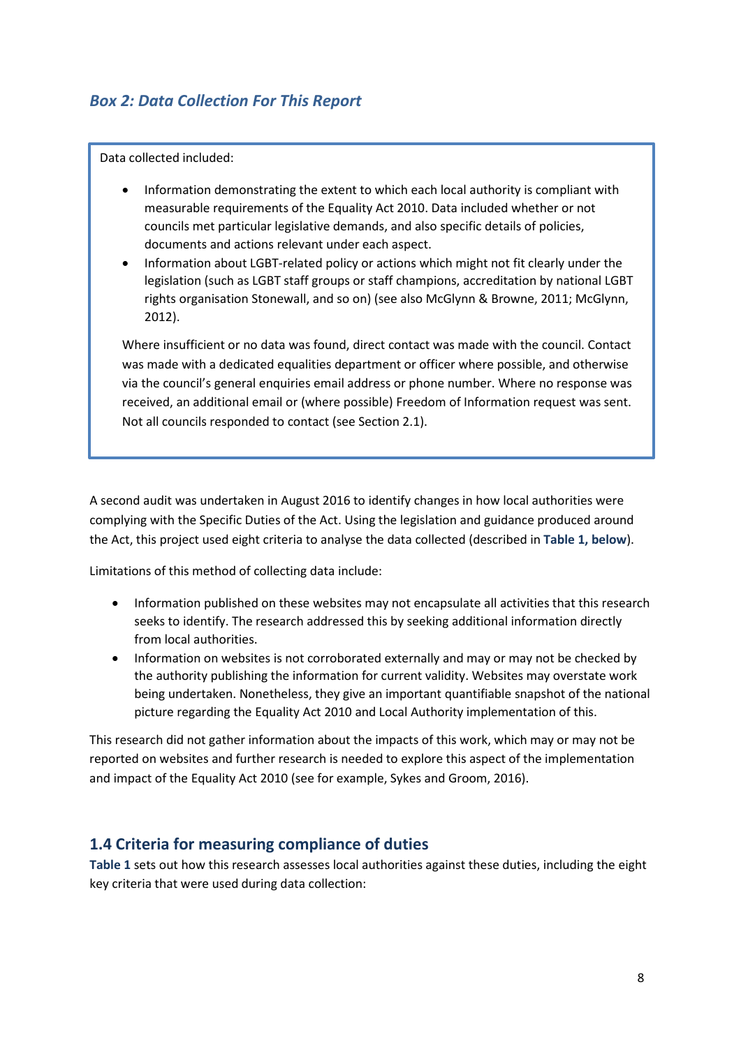### *Box 2: Data Collection For This Report*

Data collected included:

- Information demonstrating the extent to which each local authority is compliant with measurable requirements of the Equality Act 2010. Data included whether or not councils met particular legislative demands, and also specific details of policies, documents and actions relevant under each aspect.
- Information about LGBT-related policy or actions which might not fit clearly under the legislation (such as LGBT staff groups or staff champions, accreditation by national LGBT rights organisation Stonewall, and so on) (see also McGlynn & Browne, 2011; McGlynn, 2012).

Where insufficient or no data was found, direct contact was made with the council. Contact was made with a dedicated equalities department or officer where possible, and otherwise via the council's general enquiries email address or phone number. Where no response was received, an additional email or (where possible) Freedom of Information request was sent. Not all councils responded to contact (see Section 2.1).

A second audit was undertaken in August 2016 to identify changes in how local authorities were complying with the Specific Duties of the Act. Using the legislation and guidance produced around the Act, this project used eight criteria to analyse the data collected (described in **Table 1, below**).

Limitations of this method of collecting data include:

- Information published on these websites may not encapsulate all activities that this research seeks to identify. The research addressed this by seeking additional information directly from local authorities.
- Information on websites is not corroborated externally and may or may not be checked by the authority publishing the information for current validity. Websites may overstate work being undertaken. Nonetheless, they give an important quantifiable snapshot of the national picture regarding the Equality Act 2010 and Local Authority implementation of this.

This research did not gather information about the impacts of this work, which may or may not be reported on websites and further research is needed to explore this aspect of the implementation and impact of the Equality Act 2010 (see for example, Sykes and Groom, 2016).

## 1.4 Criteria for measuring compliance of duties

**Table 1** sets out how this research assesses local authorities against these duties, including the eight key criteria that were used during data collection: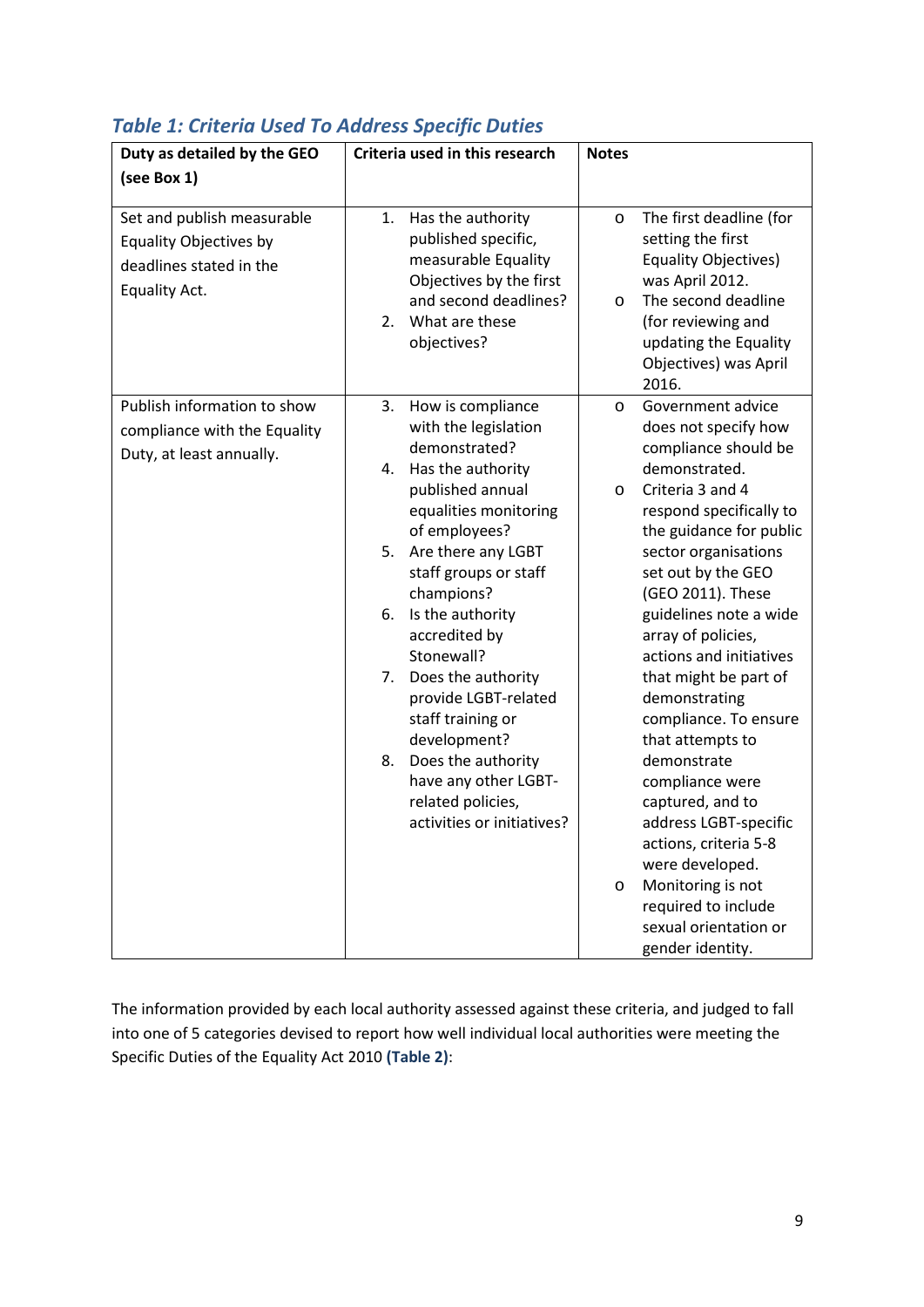### *Table 1: Criteria Used To Address Specific Duties*

| Duty as detailed by the GEO (see Box 1) | Criteria used in this research | Notes |
|---|---|---|
| Set and publish measurable Equality Objectives by deadlines stated in the Equality Act. | 1. Has the authority published specific, measurable Equality Objectives by the first and second deadlines?<br>2. What are these objectives? | o The first deadline (for setting the first Equality Objectives) was April 2012.<br>o The second deadline (for reviewing and updating the Equality Objectives) was April 2016. |
| Publish information to show compliance with the Equality Duty, at least annually. | 3. How is compliance with the legislation demonstrated?<br>4. Has the authority published annual equalities monitoring of employees?<br>5. Are there any LGBT staff groups or staff champions?<br>6. Is the authority accredited by Stonewall?<br>7. Does the authority provide LGBT-related staff training or development?<br>8. Does the authority have any other LGBT-related policies, activities or initiatives? | o Government advice does not specify how compliance should be demonstrated.<br>o Criteria 3 and 4 respond specifically to the guidance for public sector organisations set out by the GEO (GEO 2011). These guidelines note a wide array of policies, actions and initiatives that might be part of demonstrating compliance. To ensure that attempts to demonstrate compliance were captured, and to address LGBT-specific actions, criteria 5-8 were developed.<br>o Monitoring is not required to include sexual orientation or gender identity. |

The information provided by each local authority assessed against these criteria, and judged to fall into one of 5 categories devised to report how well individual local authorities were meeting the Specific Duties of the Equality Act 2010 **(Table 2)**: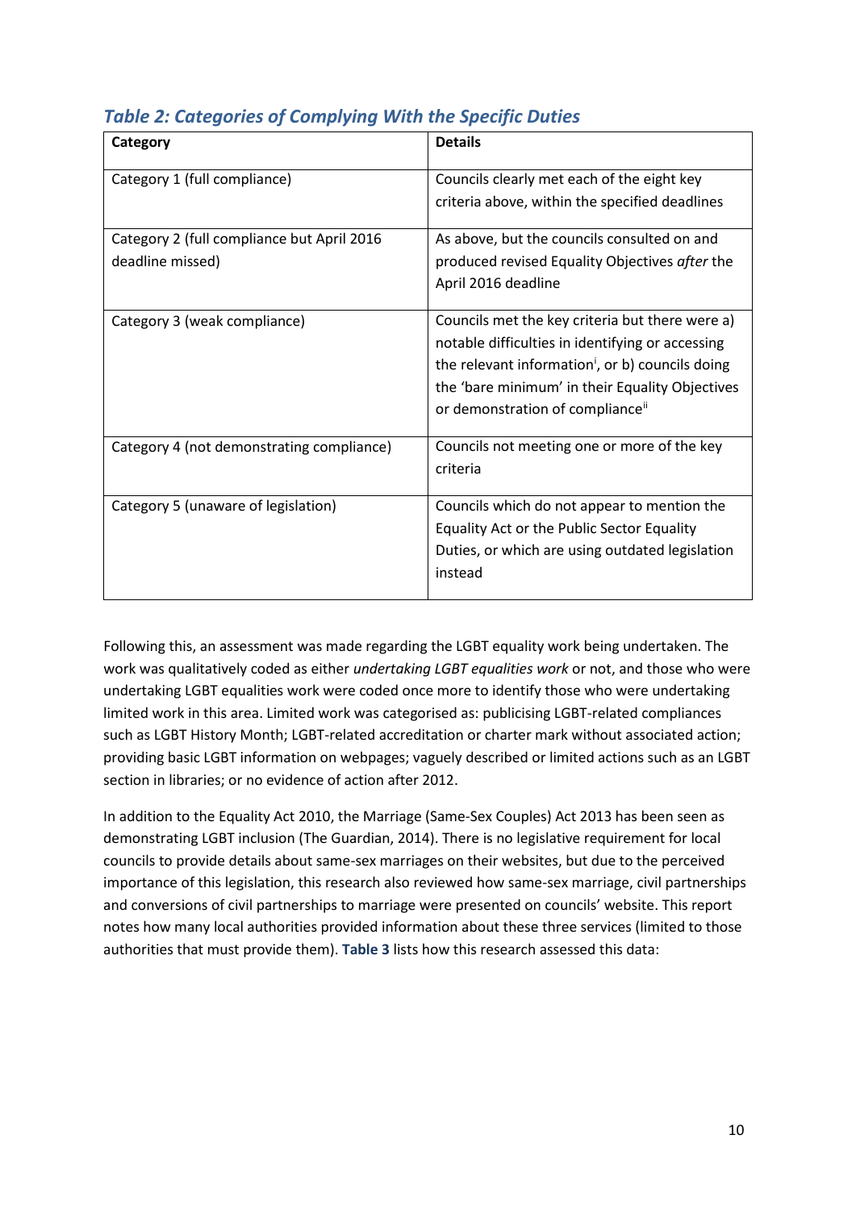### *Table 2: Categories of Complying With the Specific Duties*

| Category | Details |
|---|---|
| Category 1 (full compliance) | Councils clearly met each of the eight key criteria above, within the specified deadlines |
| Category 2 (full compliance but April 2016 deadline missed) | As above, but the councils consulted on and produced revised Equality Objectives *after* the April 2016 deadline |
| Category 3 (weak compliance) | Councils met the key criteria but there were a) notable difficulties in identifying or accessing the relevant information[i], or b) councils doing the 'bare minimum' in their Equality Objectives or demonstration of compliance[ii] |
| Category 4 (not demonstrating compliance) | Councils not meeting one or more of the key criteria |
| Category 5 (unaware of legislation) | Councils which do not appear to mention the Equality Act or the Public Sector Equality Duties, or which are using outdated legislation instead |

Following this, an assessment was made regarding the LGBT equality work being undertaken. The work was qualitatively coded as either *undertaking LGBT equalities work* or not, and those who were undertaking LGBT equalities work were coded once more to identify those who were undertaking limited work in this area. Limited work was categorised as: publicising LGBT-related compliances such as LGBT History Month; LGBT-related accreditation or charter mark without associated action; providing basic LGBT information on webpages; vaguely described or limited actions such as an LGBT section in libraries; or no evidence of action after 2012.

In addition to the Equality Act 2010, the Marriage (Same-Sex Couples) Act 2013 has been seen as demonstrating LGBT inclusion (The Guardian, 2014). There is no legislative requirement for local councils to provide details about same-sex marriages on their websites, but due to the perceived importance of this legislation, this research also reviewed how same-sex marriage, civil partnerships and conversions of civil partnerships to marriage were presented on councils' website. This report notes how many local authorities provided information about these three services (limited to those authorities that must provide them). **Table 3** lists how this research assessed this data: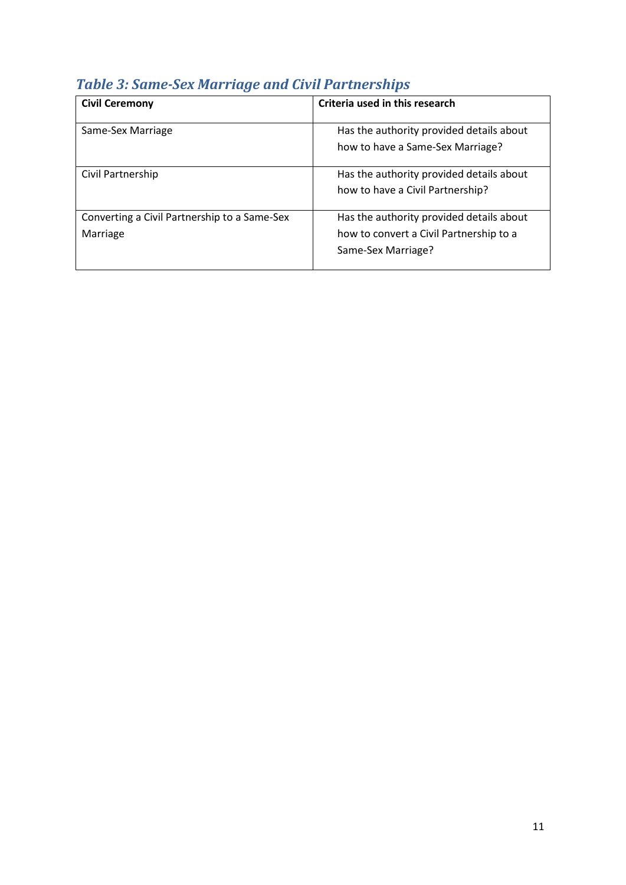### *Table 3: Same-Sex Marriage and Civil Partnerships*

| Civil Ceremony | Criteria used in this research |
| --- | --- |
| Same-Sex Marriage | Has the authority provided details about how to have a Same-Sex Marriage? |
| Civil Partnership | Has the authority provided details about how to have a Civil Partnership? |
| Converting a Civil Partnership to a Same-Sex Marriage | Has the authority provided details about how to convert a Civil Partnership to a Same-Sex Marriage? |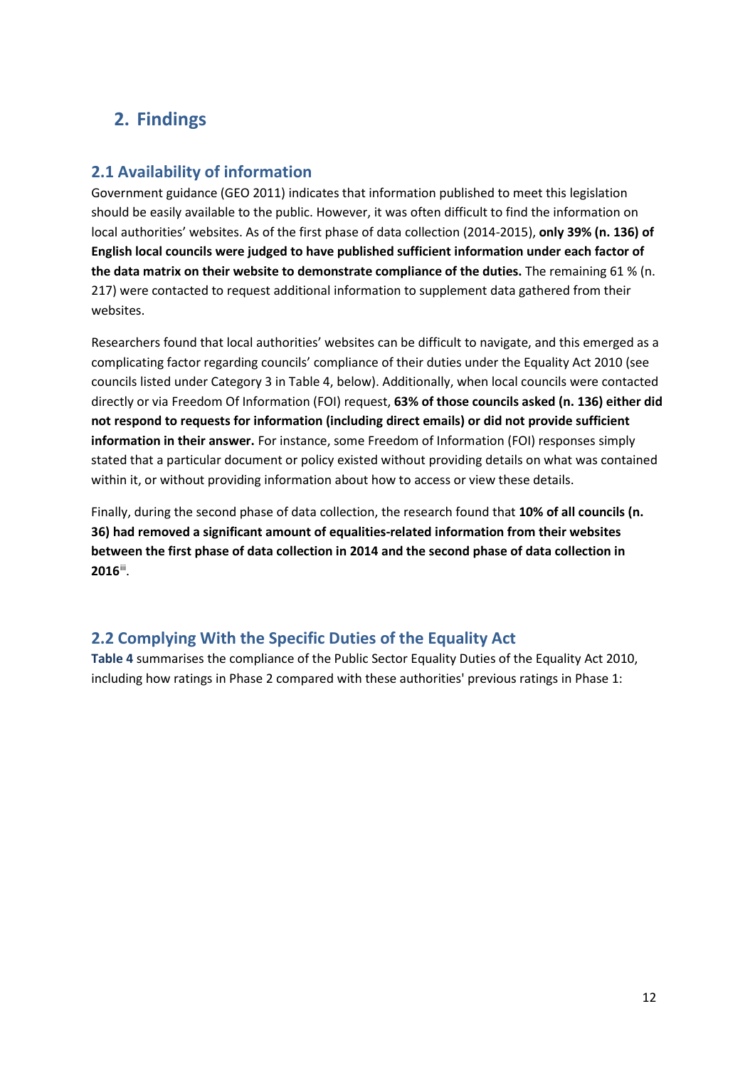## 2. Findings

### 2.1 Availability of information

Government guidance (GEO 2011) indicates that information published to meet this legislation should be easily available to the public. However, it was often difficult to find the information on local authorities' websites. As of the first phase of data collection (2014-2015), **only 39% (n. 136) of English local councils were judged to have published sufficient information under each factor of the data matrix on their website to demonstrate compliance of the duties.** The remaining 61 % (n. 217) were contacted to request additional information to supplement data gathered from their websites.

Researchers found that local authorities' websites can be difficult to navigate, and this emerged as a complicating factor regarding councils' compliance of their duties under the Equality Act 2010 (see councils listed under Category 3 in Table 4, below). Additionally, when local councils were contacted directly or via Freedom Of Information (FOI) request, **63% of those councils asked (n. 136) either did not respond to requests for information (including direct emails) or did not provide sufficient information in their answer.** For instance, some Freedom of Information (FOI) responses simply stated that a particular document or policy existed without providing details on what was contained within it, or without providing information about how to access or view these details.

Finally, during the second phase of data collection, the research found that **10% of all councils (n. 36) had removed a significant amount of equalities-related information from their websites between the first phase of data collection in 2014 and the second phase of data collection in 2016**[iii].

### 2.2 Complying With the Specific Duties of the Equality Act

**Table 4** summarises the compliance of the Public Sector Equality Duties of the Equality Act 2010, including how ratings in Phase 2 compared with these authorities' previous ratings in Phase 1: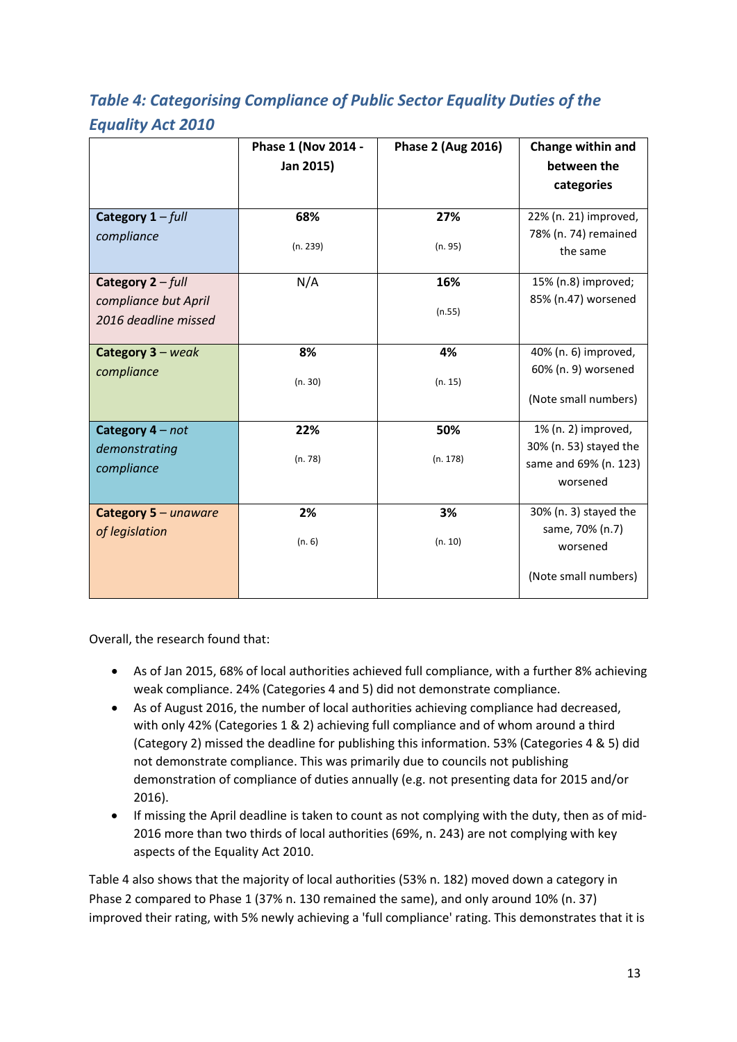### *Table 4: Categorising Compliance of Public Sector Equality Duties of the Equality Act 2010*

| | Phase 1 (Nov 2014 - Jan 2015) | Phase 2 (Aug 2016) | Change within and between the categories |
|---|---|---|---|
| **Category 1** – *full compliance* | **68%** (n. 239) | **27%** (n. 95) | 22% (n. 21) improved, 78% (n. 74) remained the same |
| **Category 2** – *full compliance but April 2016 deadline missed* | N/A | **16%** (n.55) | 15% (n.8) improved; 85% (n.47) worsened |
| **Category 3** – *weak compliance* | **8%** (n. 30) | **4%** (n. 15) | 40% (n. 6) improved, 60% (n. 9) worsened (Note small numbers) |
| **Category 4** – *not demonstrating compliance* | **22%** (n. 78) | **50%** (n. 178) | 1% (n. 2) improved, 30% (n. 53) stayed the same and 69% (n. 123) worsened |
| **Category 5** – *unaware of legislation* | **2%** (n. 6) | **3%** (n. 10) | 30% (n. 3) stayed the same, 70% (n.7) worsened (Note small numbers) |

Overall, the research found that:

- As of Jan 2015, 68% of local authorities achieved full compliance, with a further 8% achieving weak compliance. 24% (Categories 4 and 5) did not demonstrate compliance.
- As of August 2016, the number of local authorities achieving compliance had decreased, with only 42% (Categories 1 & 2) achieving full compliance and of whom around a third (Category 2) missed the deadline for publishing this information. 53% (Categories 4 & 5) did not demonstrate compliance. This was primarily due to councils not publishing demonstration of compliance of duties annually (e.g. not presenting data for 2015 and/or 2016).
- If missing the April deadline is taken to count as not complying with the duty, then as of mid-2016 more than two thirds of local authorities (69%, n. 243) are not complying with key aspects of the Equality Act 2010.

Table 4 also shows that the majority of local authorities (53% n. 182) moved down a category in Phase 2 compared to Phase 1 (37% n. 130 remained the same), and only around 10% (n. 37) improved their rating, with 5% newly achieving a 'full compliance' rating. This demonstrates that it is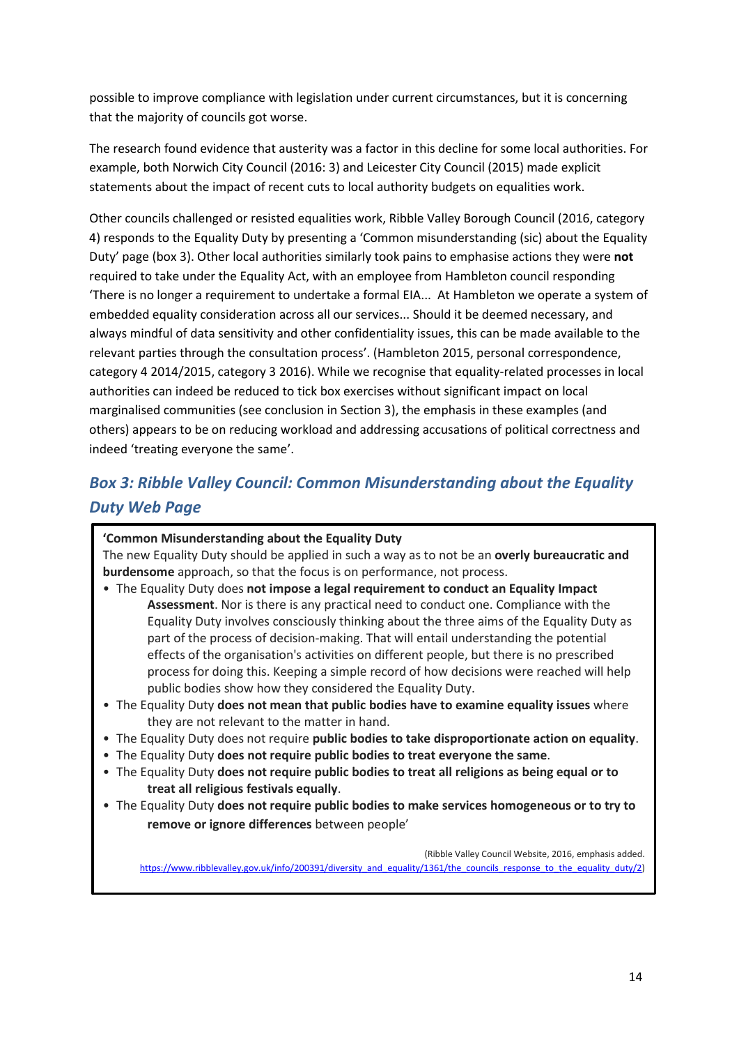possible to improve compliance with legislation under current circumstances, but it is concerning that the majority of councils got worse.

The research found evidence that austerity was a factor in this decline for some local authorities. For example, both Norwich City Council (2016: 3) and Leicester City Council (2015) made explicit statements about the impact of recent cuts to local authority budgets on equalities work.

Other councils challenged or resisted equalities work, Ribble Valley Borough Council (2016, category 4) responds to the Equality Duty by presenting a 'Common misunderstanding (sic) about the Equality Duty' page (box 3). Other local authorities similarly took pains to emphasise actions they were **not** required to take under the Equality Act, with an employee from Hambleton council responding 'There is no longer a requirement to undertake a formal EIA... At Hambleton we operate a system of embedded equality consideration across all our services... Should it be deemed necessary, and always mindful of data sensitivity and other confidentiality issues, this can be made available to the relevant parties through the consultation process'. (Hambleton 2015, personal correspondence, category 4 2014/2015, category 3 2016). While we recognise that equality-related processes in local authorities can indeed be reduced to tick box exercises without significant impact on local marginalised communities (see conclusion in Section 3), the emphasis in these examples (and others) appears to be on reducing workload and addressing accusations of political correctness and indeed 'treating everyone the same'.

### *Box 3: Ribble Valley Council: Common Misunderstanding about the Equality Duty Web Page*

> **'Common Misunderstanding about the Equality Duty**
> The new Equality Duty should be applied in such a way as to not be an **overly bureaucratic and burdensome** approach, so that the focus is on performance, not process.
>
> - The Equality Duty does **not impose a legal requirement to conduct an Equality Impact Assessment**. Nor is there is any practical need to conduct one. Compliance with the Equality Duty involves consciously thinking about the three aims of the Equality Duty as part of the process of decision-making. That will entail understanding the potential effects of the organisation's activities on different people, but there is no prescribed process for doing this. Keeping a simple record of how decisions were reached will help public bodies show how they considered the Equality Duty.
> - The Equality Duty **does not mean that public bodies have to examine equality issues** where they are not relevant to the matter in hand.
> - The Equality Duty does not require **public bodies to take disproportionate action on equality**.
> - The Equality Duty **does not require public bodies to treat everyone the same**.
> - The Equality Duty **does not require public bodies to treat all religions as being equal or to treat all religious festivals equally**.
> - The Equality Duty **does not require public bodies to make services homogeneous or to try to remove or ignore differences** between people'
>
> (Ribble Valley Council Website, 2016, emphasis added. https://www.ribblevalley.gov.uk/info/200391/diversity_and_equality/1361/the_councils_response_to_the_equality_duty/2)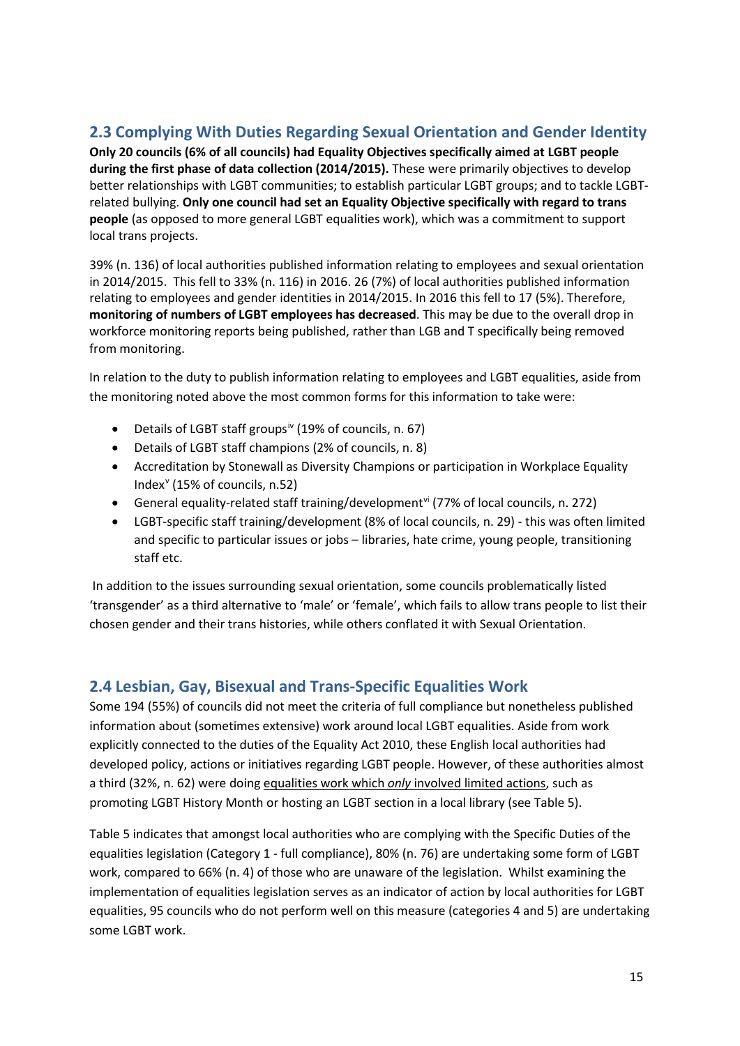## 2.3 Complying With Duties Regarding Sexual Orientation and Gender Identity

**Only 20 councils (6% of all councils) had Equality Objectives specifically aimed at LGBT people during the first phase of data collection (2014/2015).** These were primarily objectives to develop better relationships with LGBT communities; to establish particular LGBT groups; and to tackle LGBT-related bullying. **Only one council had set an Equality Objective specifically with regard to trans people** (as opposed to more general LGBT equalities work), which was a commitment to support local trans projects.

39% (n. 136) of local authorities published information relating to employees and sexual orientation in 2014/2015. This fell to 33% (n. 116) in 2016. 26 (7%) of local authorities published information relating to employees and gender identities in 2014/2015. In 2016 this fell to 17 (5%). Therefore, **monitoring of numbers of LGBT employees has decreased**. This may be due to the overall drop in workforce monitoring reports being published, rather than LGB and T specifically being removed from monitoring.

In relation to the duty to publish information relating to employees and LGBT equalities, aside from the monitoring noted above the most common forms for this information to take were:

- Details of LGBT staff groups[iv] (19% of councils, n. 67)
- Details of LGBT staff champions (2% of councils, n. 8)
- Accreditation by Stonewall as Diversity Champions or participation in Workplace Equality Index[v] (15% of councils, n.52)
- General equality-related staff training/development[vi] (77% of local councils, n. 272)
- LGBT-specific staff training/development (8% of local councils, n. 29) - this was often limited and specific to particular issues or jobs – libraries, hate crime, young people, transitioning staff etc.

In addition to the issues surrounding sexual orientation, some councils problematically listed 'transgender' as a third alternative to 'male' or 'female', which fails to allow trans people to list their chosen gender and their trans histories, while others conflated it with Sexual Orientation.

## 2.4 Lesbian, Gay, Bisexual and Trans-Specific Equalities Work

Some 194 (55%) of councils did not meet the criteria of full compliance but nonetheless published information about (sometimes extensive) work around local LGBT equalities. Aside from work explicitly connected to the duties of the Equality Act 2010, these English local authorities had developed policy, actions or initiatives regarding LGBT people. However, of these authorities almost a third (32%, n. 62) were doing equalities work which *only* involved limited actions, such as promoting LGBT History Month or hosting an LGBT section in a local library (see Table 5).

Table 5 indicates that amongst local authorities who are complying with the Specific Duties of the equalities legislation (Category 1 - full compliance), 80% (n. 76) are undertaking some form of LGBT work, compared to 66% (n. 4) of those who are unaware of the legislation. Whilst examining the implementation of equalities legislation serves as an indicator of action by local authorities for LGBT equalities, 95 councils who do not perform well on this measure (categories 4 and 5) are undertaking some LGBT work.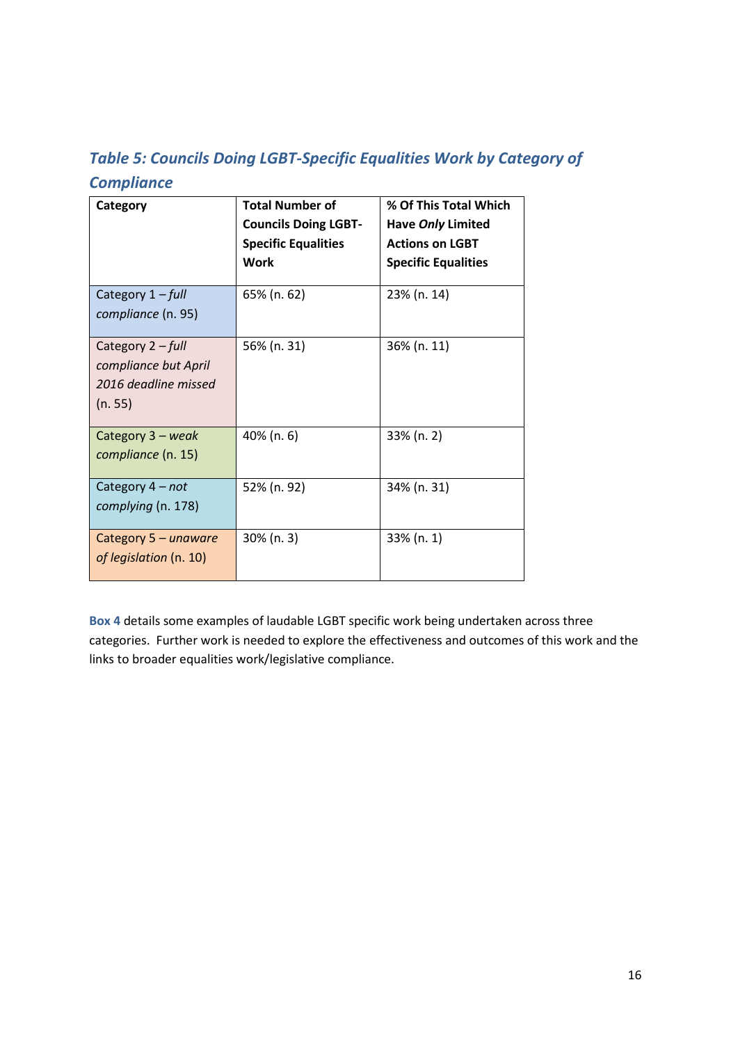### *Table 5: Councils Doing LGBT-Specific Equalities Work by Category of Compliance*

| Category | Total Number of Councils Doing LGBT-Specific Equalities Work | % Of This Total Which Have *Only* Limited Actions on LGBT Specific Equalities |
|---|---|---|
| Category 1 – *full compliance* (n. 95) | 65% (n. 62) | 23% (n. 14) |
| Category 2 – *full compliance but April 2016 deadline missed* (n. 55) | 56% (n. 31) | 36% (n. 11) |
| Category 3 – *weak compliance* (n. 15) | 40% (n. 6) | 33% (n. 2) |
| Category 4 – *not complying* (n. 178) | 52% (n. 92) | 34% (n. 31) |
| Category 5 – *unaware of legislation* (n. 10) | 30% (n. 3) | 33% (n. 1) |

**Box 4** details some examples of laudable LGBT specific work being undertaken across three categories. Further work is needed to explore the effectiveness and outcomes of this work and the links to broader equalities work/legislative compliance.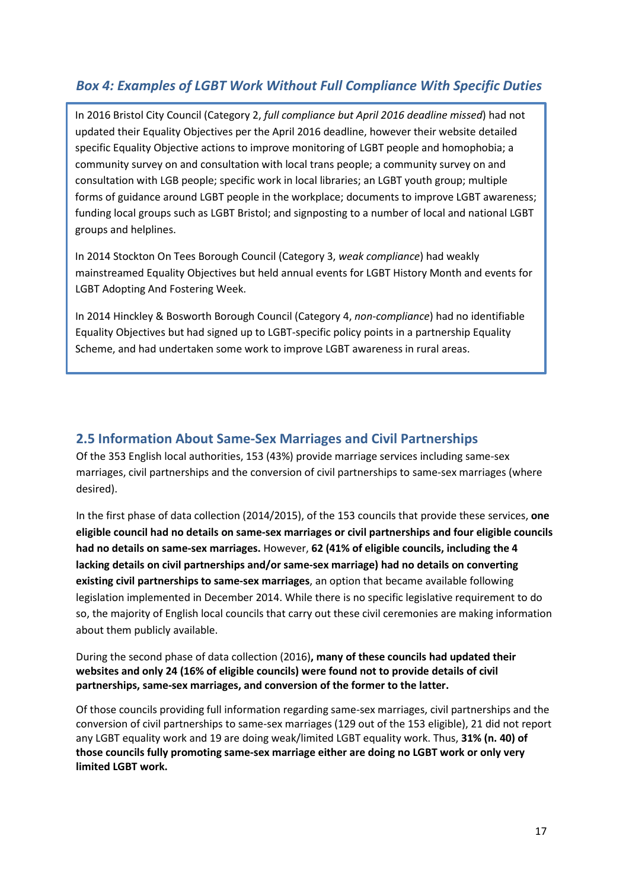### *Box 4: Examples of LGBT Work Without Full Compliance With Specific Duties*

In 2016 Bristol City Council (Category 2, *full compliance but April 2016 deadline missed*) had not updated their Equality Objectives per the April 2016 deadline, however their website detailed specific Equality Objective actions to improve monitoring of LGBT people and homophobia; a community survey on and consultation with local trans people; a community survey on and consultation with LGB people; specific work in local libraries; an LGBT youth group; multiple forms of guidance around LGBT people in the workplace; documents to improve LGBT awareness; funding local groups such as LGBT Bristol; and signposting to a number of local and national LGBT groups and helplines.

In 2014 Stockton On Tees Borough Council (Category 3, *weak compliance*) had weakly mainstreamed Equality Objectives but held annual events for LGBT History Month and events for LGBT Adopting And Fostering Week.

In 2014 Hinckley & Bosworth Borough Council (Category 4, *non-compliance*) had no identifiable Equality Objectives but had signed up to LGBT-specific policy points in a partnership Equality Scheme, and had undertaken some work to improve LGBT awareness in rural areas.

## 2.5 Information About Same-Sex Marriages and Civil Partnerships

Of the 353 English local authorities, 153 (43%) provide marriage services including same-sex marriages, civil partnerships and the conversion of civil partnerships to same-sex marriages (where desired).

In the first phase of data collection (2014/2015), of the 153 councils that provide these services, **one eligible council had no details on same-sex marriages or civil partnerships and four eligible councils had no details on same-sex marriages.** However, **62 (41% of eligible councils, including the 4 lacking details on civil partnerships and/or same-sex marriage) had no details on converting existing civil partnerships to same-sex marriages**, an option that became available following legislation implemented in December 2014. While there is no specific legislative requirement to do so, the majority of English local councils that carry out these civil ceremonies are making information about them publicly available.

During the second phase of data collection (2016)**, many of these councils had updated their websites and only 24 (16% of eligible councils) were found not to provide details of civil partnerships, same-sex marriages, and conversion of the former to the latter.**

Of those councils providing full information regarding same-sex marriages, civil partnerships and the conversion of civil partnerships to same-sex marriages (129 out of the 153 eligible), 21 did not report any LGBT equality work and 19 are doing weak/limited LGBT equality work. Thus, **31% (n. 40) of those councils fully promoting same-sex marriage either are doing no LGBT work or only very limited LGBT work.**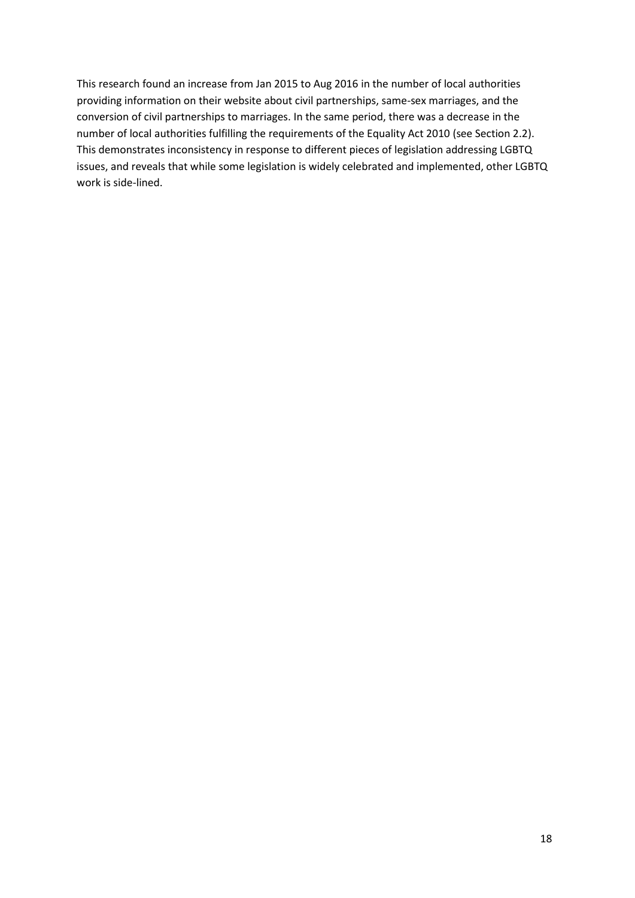This research found an increase from Jan 2015 to Aug 2016 in the number of local authorities providing information on their website about civil partnerships, same-sex marriages, and the conversion of civil partnerships to marriages. In the same period, there was a decrease in the number of local authorities fulfilling the requirements of the Equality Act 2010 (see Section 2.2). This demonstrates inconsistency in response to different pieces of legislation addressing LGBTQ issues, and reveals that while some legislation is widely celebrated and implemented, other LGBTQ work is side-lined.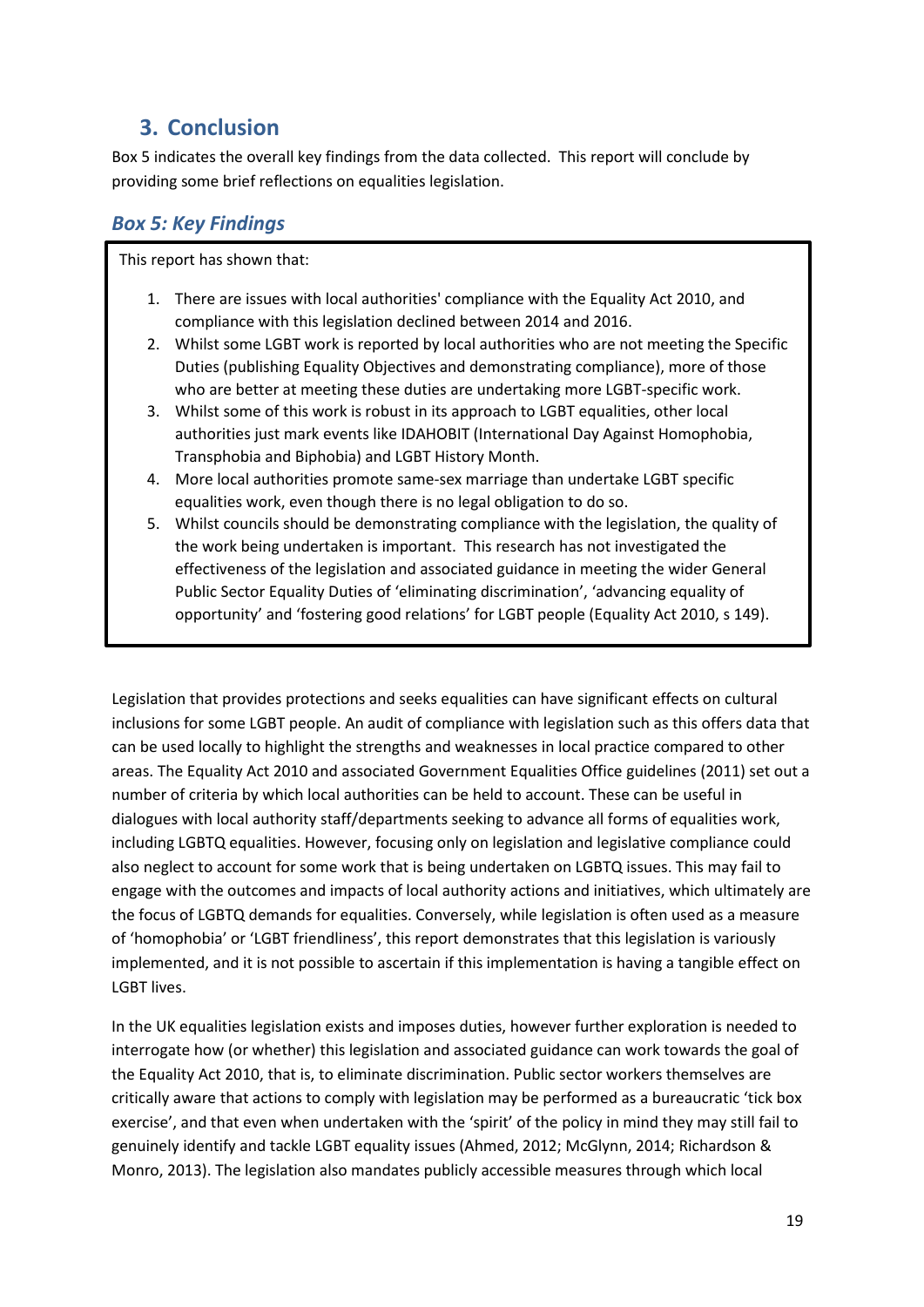## 3. Conclusion

Box 5 indicates the overall key findings from the data collected. This report will conclude by providing some brief reflections on equalities legislation.

### *Box 5: Key Findings*

This report has shown that:

1. There are issues with local authorities' compliance with the Equality Act 2010, and compliance with this legislation declined between 2014 and 2016.
2. Whilst some LGBT work is reported by local authorities who are not meeting the Specific Duties (publishing Equality Objectives and demonstrating compliance), more of those who are better at meeting these duties are undertaking more LGBT-specific work.
3. Whilst some of this work is robust in its approach to LGBT equalities, other local authorities just mark events like IDAHOBIT (International Day Against Homophobia, Transphobia and Biphobia) and LGBT History Month.
4. More local authorities promote same-sex marriage than undertake LGBT specific equalities work, even though there is no legal obligation to do so.
5. Whilst councils should be demonstrating compliance with the legislation, the quality of the work being undertaken is important. This research has not investigated the effectiveness of the legislation and associated guidance in meeting the wider General Public Sector Equality Duties of 'eliminating discrimination', 'advancing equality of opportunity' and 'fostering good relations' for LGBT people (Equality Act 2010, s 149).

Legislation that provides protections and seeks equalities can have significant effects on cultural inclusions for some LGBT people. An audit of compliance with legislation such as this offers data that can be used locally to highlight the strengths and weaknesses in local practice compared to other areas. The Equality Act 2010 and associated Government Equalities Office guidelines (2011) set out a number of criteria by which local authorities can be held to account. These can be useful in dialogues with local authority staff/departments seeking to advance all forms of equalities work, including LGBTQ equalities. However, focusing only on legislation and legislative compliance could also neglect to account for some work that is being undertaken on LGBTQ issues. This may fail to engage with the outcomes and impacts of local authority actions and initiatives, which ultimately are the focus of LGBTQ demands for equalities. Conversely, while legislation is often used as a measure of 'homophobia' or 'LGBT friendliness', this report demonstrates that this legislation is variously implemented, and it is not possible to ascertain if this implementation is having a tangible effect on LGBT lives.

In the UK equalities legislation exists and imposes duties, however further exploration is needed to interrogate how (or whether) this legislation and associated guidance can work towards the goal of the Equality Act 2010, that is, to eliminate discrimination. Public sector workers themselves are critically aware that actions to comply with legislation may be performed as a bureaucratic 'tick box exercise', and that even when undertaken with the 'spirit' of the policy in mind they may still fail to genuinely identify and tackle LGBT equality issues (Ahmed, 2012; McGlynn, 2014; Richardson & Monro, 2013). The legislation also mandates publicly accessible measures through which local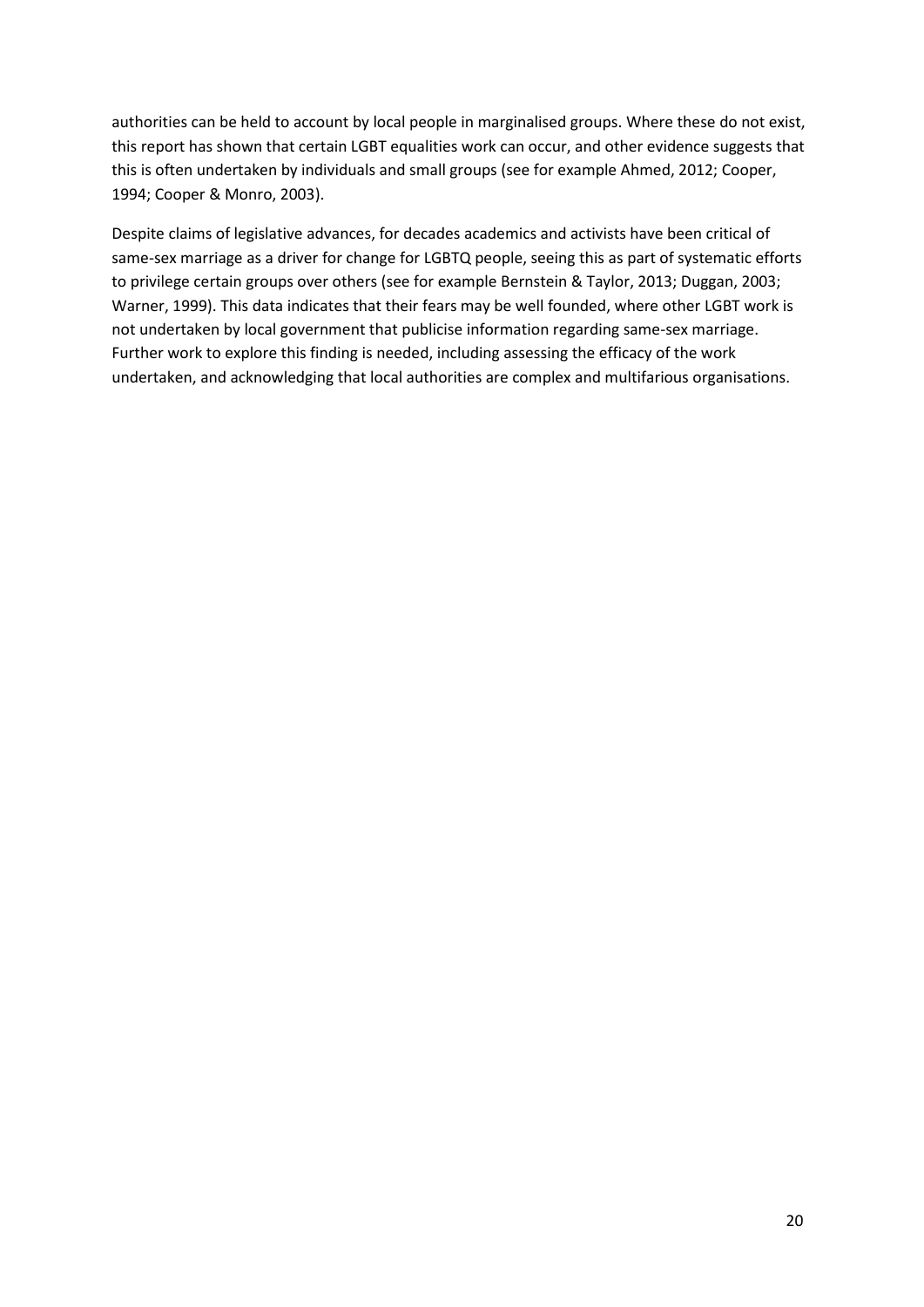authorities can be held to account by local people in marginalised groups. Where these do not exist, this report has shown that certain LGBT equalities work can occur, and other evidence suggests that this is often undertaken by individuals and small groups (see for example Ahmed, 2012; Cooper, 1994; Cooper & Monro, 2003).

Despite claims of legislative advances, for decades academics and activists have been critical of same-sex marriage as a driver for change for LGBTQ people, seeing this as part of systematic efforts to privilege certain groups over others (see for example Bernstein & Taylor, 2013; Duggan, 2003; Warner, 1999). This data indicates that their fears may be well founded, where other LGBT work is not undertaken by local government that publicise information regarding same-sex marriage. Further work to explore this finding is needed, including assessing the efficacy of the work undertaken, and acknowledging that local authorities are complex and multifarious organisations.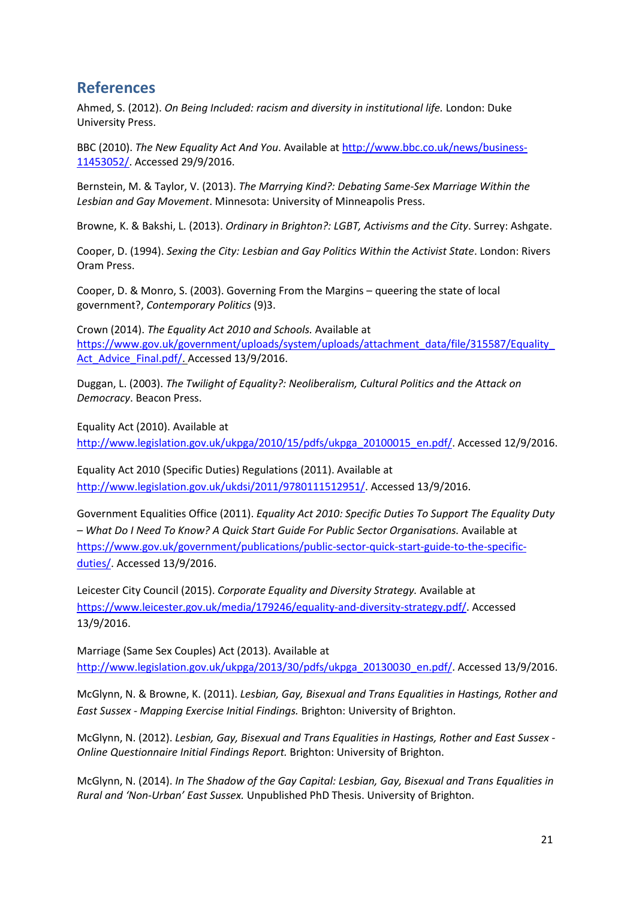## References

Ahmed, S. (2012). *On Being Included: racism and diversity in institutional life.* London: Duke University Press.

BBC (2010). *The New Equality Act And You*. Available at http://www.bbc.co.uk/news/business-11453052/. Accessed 29/9/2016.

Bernstein, M. & Taylor, V. (2013). *The Marrying Kind?: Debating Same-Sex Marriage Within the Lesbian and Gay Movement*. Minnesota: University of Minneapolis Press.

Browne, K. & Bakshi, L. (2013). *Ordinary in Brighton?: LGBT, Activisms and the City*. Surrey: Ashgate.

Cooper, D. (1994). *Sexing the City: Lesbian and Gay Politics Within the Activist State*. London: Rivers Oram Press.

Cooper, D. & Monro, S. (2003). Governing From the Margins – queering the state of local government?, *Contemporary Politics* (9)3.

Crown (2014). *The Equality Act 2010 and Schools.* Available at https://www.gov.uk/government/uploads/system/uploads/attachment_data/file/315587/Equality_Act_Advice_Final.pdf/. Accessed 13/9/2016.

Duggan, L. (2003). *The Twilight of Equality?: Neoliberalism, Cultural Politics and the Attack on Democracy*. Beacon Press.

Equality Act (2010). Available at http://www.legislation.gov.uk/ukpga/2010/15/pdfs/ukpga_20100015_en.pdf/. Accessed 12/9/2016.

Equality Act 2010 (Specific Duties) Regulations (2011). Available at http://www.legislation.gov.uk/ukdsi/2011/9780111512951/. Accessed 13/9/2016.

Government Equalities Office (2011). *Equality Act 2010: Specific Duties To Support The Equality Duty – What Do I Need To Know? A Quick Start Guide For Public Sector Organisations.* Available at https://www.gov.uk/government/publications/public-sector-quick-start-guide-to-the-specific-duties/. Accessed 13/9/2016.

Leicester City Council (2015). *Corporate Equality and Diversity Strategy.* Available at https://www.leicester.gov.uk/media/179246/equality-and-diversity-strategy.pdf/. Accessed 13/9/2016.

Marriage (Same Sex Couples) Act (2013). Available at http://www.legislation.gov.uk/ukpga/2013/30/pdfs/ukpga_20130030_en.pdf/. Accessed 13/9/2016.

McGlynn, N. & Browne, K. (2011). *Lesbian, Gay, Bisexual and Trans Equalities in Hastings, Rother and East Sussex - Mapping Exercise Initial Findings.* Brighton: University of Brighton.

McGlynn, N. (2012). *Lesbian, Gay, Bisexual and Trans Equalities in Hastings, Rother and East Sussex - Online Questionnaire Initial Findings Report.* Brighton: University of Brighton.

McGlynn, N. (2014). *In The Shadow of the Gay Capital: Lesbian, Gay, Bisexual and Trans Equalities in Rural and 'Non-Urban' East Sussex.* Unpublished PhD Thesis. University of Brighton.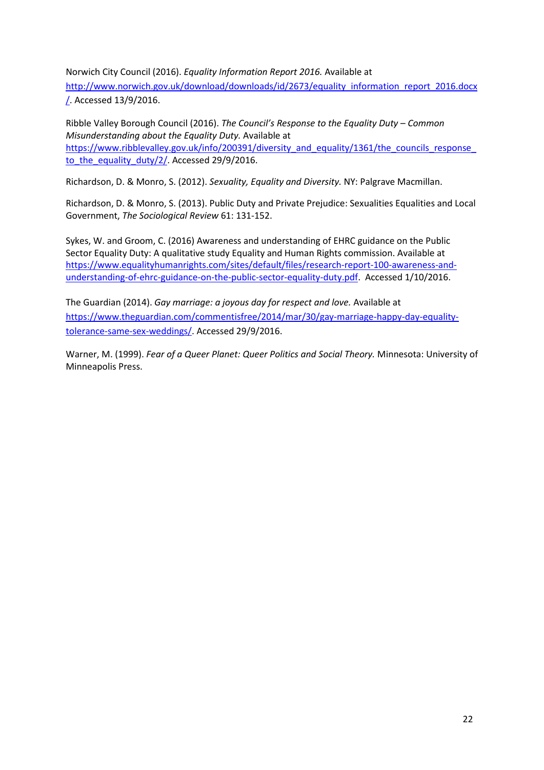Norwich City Council (2016). *Equality Information Report 2016.* Available at http://www.norwich.gov.uk/download/downloads/id/2673/equality_information_report_2016.docx/. Accessed 13/9/2016.

Ribble Valley Borough Council (2016). *The Council's Response to the Equality Duty – Common Misunderstanding about the Equality Duty.* Available at https://www.ribblevalley.gov.uk/info/200391/diversity_and_equality/1361/the_councils_response_to_the_equality_duty/2/. Accessed 29/9/2016.

Richardson, D. & Monro, S. (2012). *Sexuality, Equality and Diversity.* NY: Palgrave Macmillan.

Richardson, D. & Monro, S. (2013). Public Duty and Private Prejudice: Sexualities Equalities and Local Government, *The Sociological Review* 61: 131-152.

Sykes, W. and Groom, C. (2016) Awareness and understanding of EHRC guidance on the Public Sector Equality Duty: A qualitative study Equality and Human Rights commission. Available at https://www.equalityhumanrights.com/sites/default/files/research-report-100-awareness-and-understanding-of-ehrc-guidance-on-the-public-sector-equality-duty.pdf. Accessed 1/10/2016.

The Guardian (2014). *Gay marriage: a joyous day for respect and love.* Available at https://www.theguardian.com/commentisfree/2014/mar/30/gay-marriage-happy-day-equality-tolerance-same-sex-weddings/. Accessed 29/9/2016.

Warner, M. (1999). *Fear of a Queer Planet: Queer Politics and Social Theory.* Minnesota: University of Minneapolis Press.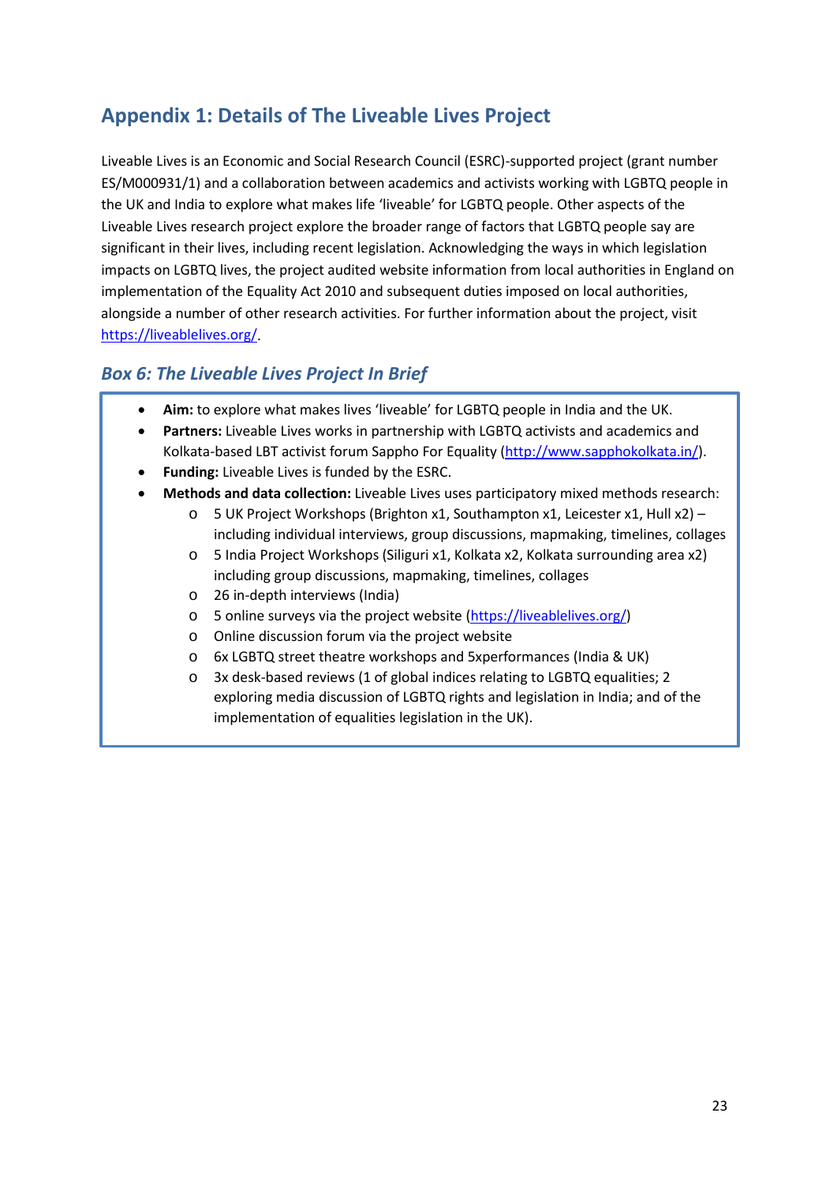## Appendix 1: Details of The Liveable Lives Project

Liveable Lives is an Economic and Social Research Council (ESRC)-supported project (grant number ES/M000931/1) and a collaboration between academics and activists working with LGBTQ people in the UK and India to explore what makes life 'liveable' for LGBTQ people. Other aspects of the Liveable Lives research project explore the broader range of factors that LGBTQ people say are significant in their lives, including recent legislation. Acknowledging the ways in which legislation impacts on LGBTQ lives, the project audited website information from local authorities in England on implementation of the Equality Act 2010 and subsequent duties imposed on local authorities, alongside a number of other research activities. For further information about the project, visit https://liveablelives.org/.

### *Box 6: The Liveable Lives Project In Brief*

- **Aim:** to explore what makes lives 'liveable' for LGBTQ people in India and the UK.
- **Partners:** Liveable Lives works in partnership with LGBTQ activists and academics and Kolkata-based LBT activist forum Sappho For Equality (http://www.sapphokolkata.in/).
- **Funding:** Liveable Lives is funded by the ESRC.
- **Methods and data collection:** Liveable Lives uses participatory mixed methods research:
  - 5 UK Project Workshops (Brighton x1, Southampton x1, Leicester x1, Hull x2) – including individual interviews, group discussions, mapmaking, timelines, collages
  - 5 India Project Workshops (Siliguri x1, Kolkata x2, Kolkata surrounding area x2) including group discussions, mapmaking, timelines, collages
  - 26 in-depth interviews (India)
  - 5 online surveys via the project website (https://liveablelives.org/)
  - Online discussion forum via the project website
  - 6x LGBTQ street theatre workshops and 5xperformances (India & UK)
  - 3x desk-based reviews (1 of global indices relating to LGBTQ equalities; 2 exploring media discussion of LGBTQ rights and legislation in India; and of the implementation of equalities legislation in the UK).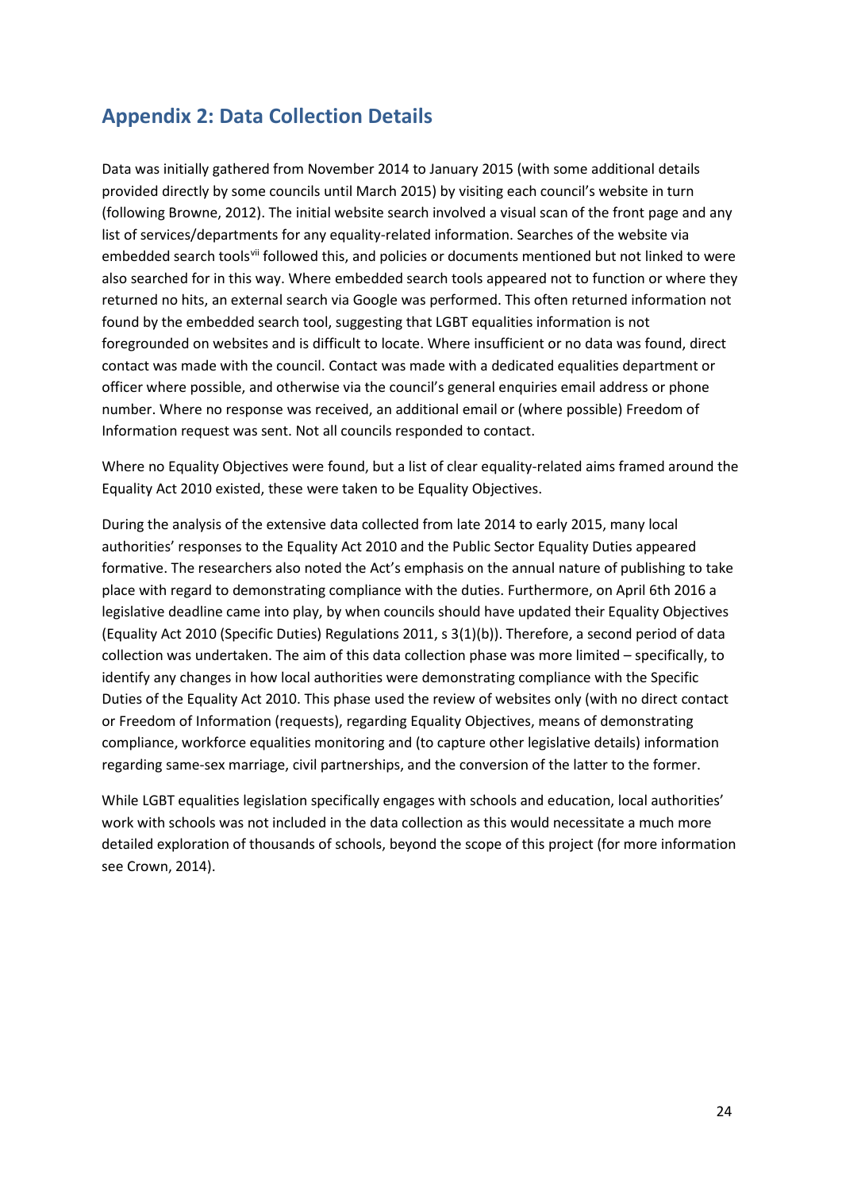## Appendix 2: Data Collection Details

Data was initially gathered from November 2014 to January 2015 (with some additional details provided directly by some councils until March 2015) by visiting each council's website in turn (following Browne, 2012). The initial website search involved a visual scan of the front page and any list of services/departments for any equality-related information. Searches of the website via embedded search tools[vii] followed this, and policies or documents mentioned but not linked to were also searched for in this way. Where embedded search tools appeared not to function or where they returned no hits, an external search via Google was performed. This often returned information not found by the embedded search tool, suggesting that LGBT equalities information is not foregrounded on websites and is difficult to locate. Where insufficient or no data was found, direct contact was made with the council. Contact was made with a dedicated equalities department or officer where possible, and otherwise via the council's general enquiries email address or phone number. Where no response was received, an additional email or (where possible) Freedom of Information request was sent. Not all councils responded to contact.

Where no Equality Objectives were found, but a list of clear equality-related aims framed around the Equality Act 2010 existed, these were taken to be Equality Objectives.

During the analysis of the extensive data collected from late 2014 to early 2015, many local authorities' responses to the Equality Act 2010 and the Public Sector Equality Duties appeared formative. The researchers also noted the Act's emphasis on the annual nature of publishing to take place with regard to demonstrating compliance with the duties. Furthermore, on April 6th 2016 a legislative deadline came into play, by when councils should have updated their Equality Objectives (Equality Act 2010 (Specific Duties) Regulations 2011, s 3(1)(b)). Therefore, a second period of data collection was undertaken. The aim of this data collection phase was more limited – specifically, to identify any changes in how local authorities were demonstrating compliance with the Specific Duties of the Equality Act 2010. This phase used the review of websites only (with no direct contact or Freedom of Information (requests), regarding Equality Objectives, means of demonstrating compliance, workforce equalities monitoring and (to capture other legislative details) information regarding same-sex marriage, civil partnerships, and the conversion of the latter to the former.

While LGBT equalities legislation specifically engages with schools and education, local authorities' work with schools was not included in the data collection as this would necessitate a much more detailed exploration of thousands of schools, beyond the scope of this project (for more information see Crown, 2014).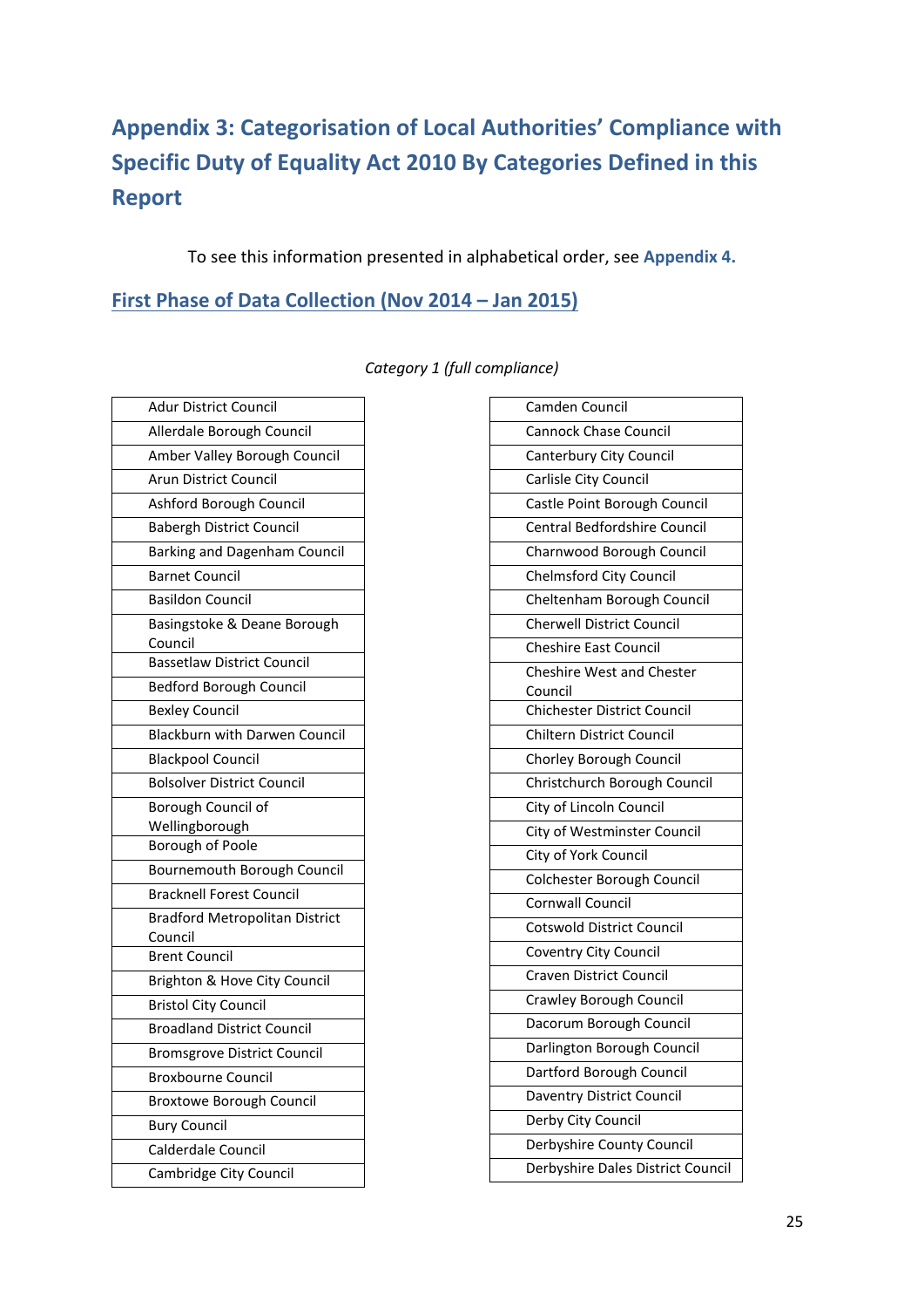## Appendix 3: Categorisation of Local Authorities' Compliance with Specific Duty of Equality Act 2010 By Categories Defined in this Report

To see this information presented in alphabetical order, see **Appendix 4.**

### First Phase of Data Collection (Nov 2014 – Jan 2015)

*Category 1 (full compliance)*

| |
|---|
| Adur District Council |
| Allerdale Borough Council |
| Amber Valley Borough Council |
| Arun District Council |
| Ashford Borough Council |
| Babergh District Council |
| Barking and Dagenham Council |
| Barnet Council |
| Basildon Council |
| Basingstoke & Deane Borough Council |
| Bassetlaw District Council |
| Bedford Borough Council |
| Bexley Council |
| Blackburn with Darwen Council |
| Blackpool Council |
| Bolsolver District Council |
| Borough Council of Wellingborough |
| Borough of Poole |
| Bournemouth Borough Council |
| Bracknell Forest Council |
| Bradford Metropolitan District Council |
| Brent Council |
| Brighton & Hove City Council |
| Bristol City Council |
| Broadland District Council |
| Bromsgrove District Council |
| Broxbourne Council |
| Broxtowe Borough Council |
| Bury Council |
| Calderdale Council |
| Cambridge City Council |
| Camden Council |
| Cannock Chase Council |
| Canterbury City Council |
| Carlisle City Council |
| Castle Point Borough Council |
| Central Bedfordshire Council |
| Charnwood Borough Council |
| Chelmsford City Council |
| Cheltenham Borough Council |
| Cherwell District Council |
| Cheshire East Council |
| Cheshire West and Chester Council |
| Chichester District Council |
| Chiltern District Council |
| Chorley Borough Council |
| Christchurch Borough Council |
| City of Lincoln Council |
| City of Westminster Council |
| City of York Council |
| Colchester Borough Council |
| Cornwall Council |
| Cotswold District Council |
| Coventry City Council |
| Craven District Council |
| Crawley Borough Council |
| Dacorum Borough Council |
| Darlington Borough Council |
| Dartford Borough Council |
| Daventry District Council |
| Derby City Council |
| Derbyshire County Council |
| Derbyshire Dales District Council |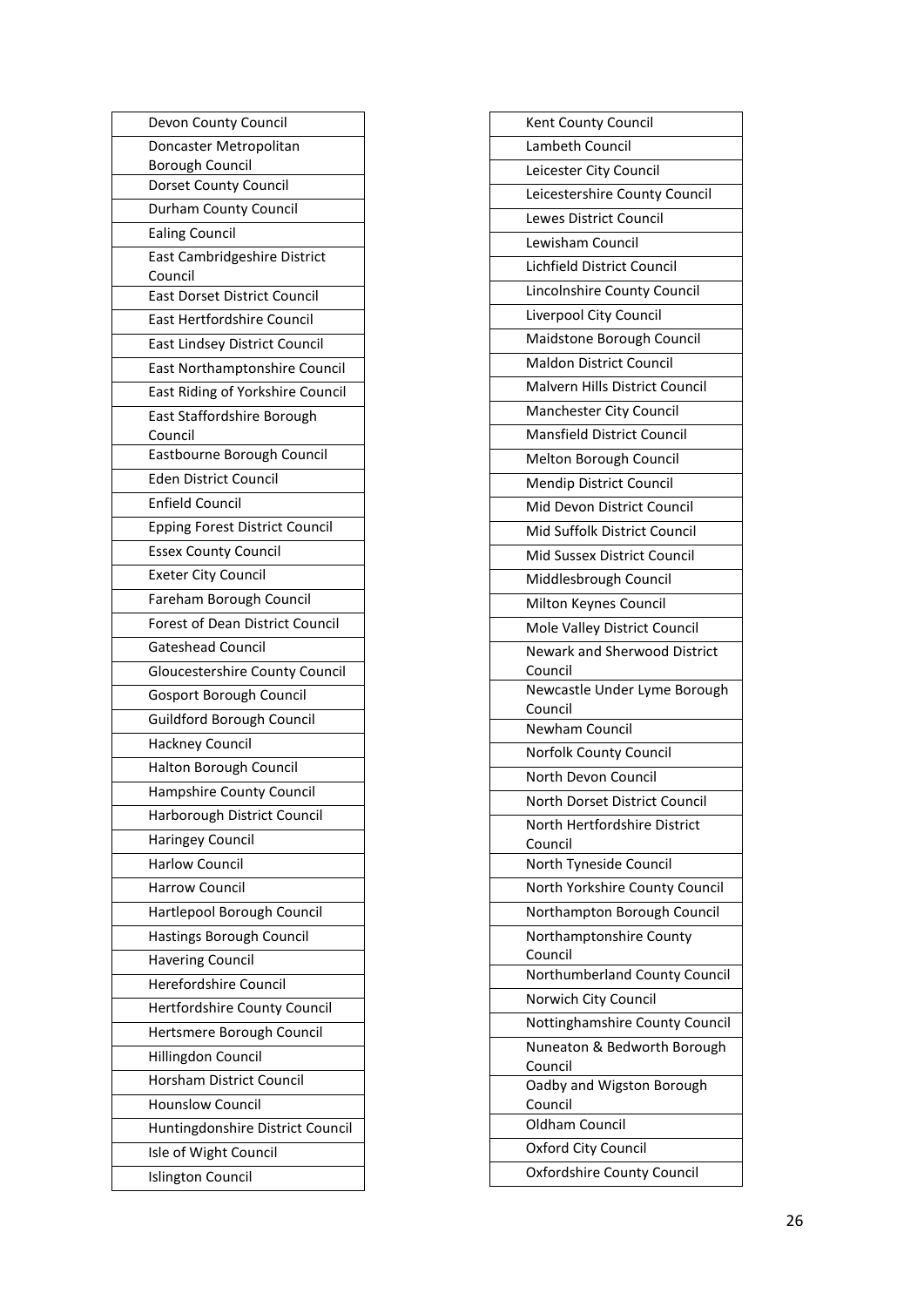| |
|---|
| Devon County Council |
| Doncaster Metropolitan Borough Council |
| Dorset County Council |
| Durham County Council |
| Ealing Council |
| East Cambridgeshire District Council |
| East Dorset District Council |
| East Hertfordshire Council |
| East Lindsey District Council |
| East Northamptonshire Council |
| East Riding of Yorkshire Council |
| East Staffordshire Borough Council |
| Eastbourne Borough Council |
| Eden District Council |
| Enfield Council |
| Epping Forest District Council |
| Essex County Council |
| Exeter City Council |
| Fareham Borough Council |
| Forest of Dean District Council |
| Gateshead Council |
| Gloucestershire County Council |
| Gosport Borough Council |
| Guildford Borough Council |
| Hackney Council |
| Halton Borough Council |
| Hampshire County Council |
| Harborough District Council |
| Haringey Council |
| Harlow Council |
| Harrow Council |
| Hartlepool Borough Council |
| Hastings Borough Council |
| Havering Council |
| Herefordshire Council |
| Hertfordshire County Council |
| Hertsmere Borough Council |
| Hillingdon Council |
| Horsham District Council |
| Hounslow Council |
| Huntingdonshire District Council |
| Isle of Wight Council |
| Islington Council |

| |
|---|
| Kent County Council |
| Lambeth Council |
| Leicester City Council |
| Leicestershire County Council |
| Lewes District Council |
| Lewisham Council |
| Lichfield District Council |
| Lincolnshire County Council |
| Liverpool City Council |
| Maidstone Borough Council |
| Maldon District Council |
| Malvern Hills District Council |
| Manchester City Council |
| Mansfield District Council |
| Melton Borough Council |
| Mendip District Council |
| Mid Devon District Council |
| Mid Suffolk District Council |
| Mid Sussex District Council |
| Middlesbrough Council |
| Milton Keynes Council |
| Mole Valley District Council |
| Newark and Sherwood District Council |
| Newcastle Under Lyme Borough Council |
| Newham Council |
| Norfolk County Council |
| North Devon Council |
| North Dorset District Council |
| North Hertfordshire District Council |
| North Tyneside Council |
| North Yorkshire County Council |
| Northampton Borough Council |
| Northamptonshire County Council |
| Northumberland County Council |
| Norwich City Council |
| Nottinghamshire County Council |
| Nuneaton & Bedworth Borough Council |
| Oadby and Wigston Borough Council |
| Oldham Council |
| Oxford City Council |
| Oxfordshire County Council |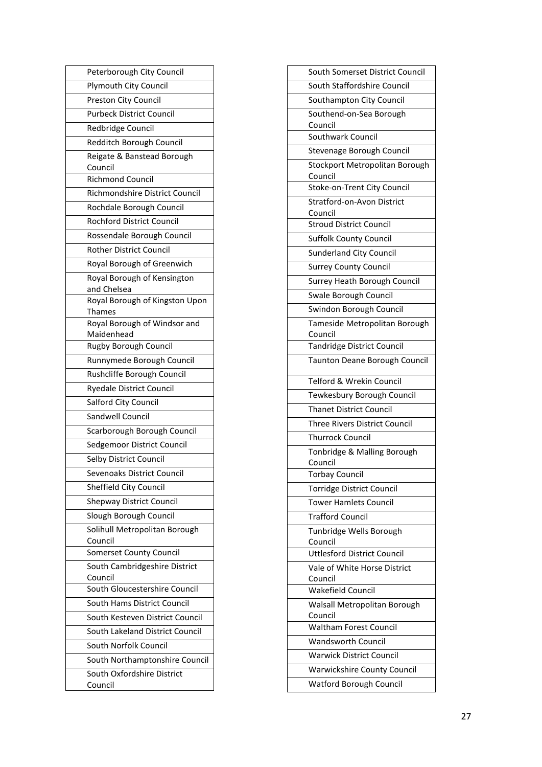| |
|---|
| Peterborough City Council |
| Plymouth City Council |
| Preston City Council |
| Purbeck District Council |
| Redbridge Council |
| Redditch Borough Council |
| Reigate & Banstead Borough Council |
| Richmond Council |
| Richmondshire District Council |
| Rochdale Borough Council |
| Rochford District Council |
| Rossendale Borough Council |
| Rother District Council |
| Royal Borough of Greenwich |
| Royal Borough of Kensington and Chelsea |
| Royal Borough of Kingston Upon Thames |
| Royal Borough of Windsor and Maidenhead |
| Rugby Borough Council |
| Runnymede Borough Council |
| Rushcliffe Borough Council |
| Ryedale District Council |
| Salford City Council |
| Sandwell Council |
| Scarborough Borough Council |
| Sedgemoor District Council |
| Selby District Council |
| Sevenoaks District Council |
| Sheffield City Council |
| Shepway District Council |
| Slough Borough Council |
| Solihull Metropolitan Borough Council |
| Somerset County Council |
| South Cambridgeshire District Council |
| South Gloucestershire Council |
| South Hams District Council |
| South Kesteven District Council |
| South Lakeland District Council |
| South Norfolk Council |
| South Northamptonshire Council |
| South Oxfordshire District Council |

| |
|---|
| South Somerset District Council |
| South Staffordshire Council |
| Southampton City Council |
| Southend-on-Sea Borough Council |
| Southwark Council |
| Stevenage Borough Council |
| Stockport Metropolitan Borough Council |
| Stoke-on-Trent City Council |
| Stratford-on-Avon District Council |
| Stroud District Council |
| Suffolk County Council |
| Sunderland City Council |
| Surrey County Council |
| Surrey Heath Borough Council |
| Swale Borough Council |
| Swindon Borough Council |
| Tameside Metropolitan Borough Council |
| Tandridge District Council |
| Taunton Deane Borough Council |
| Telford & Wrekin Council |
| Tewkesbury Borough Council |
| Thanet District Council |
| Three Rivers District Council |
| Thurrock Council |
| Tonbridge & Malling Borough Council |
| Torbay Council |
| Torridge District Council |
| Tower Hamlets Council |
| Trafford Council |
| Tunbridge Wells Borough Council |
| Uttlesford District Council |
| Vale of White Horse District Council |
| Wakefield Council |
| Walsall Metropolitan Borough Council |
| Waltham Forest Council |
| Wandsworth Council |
| Warwick District Council |
| Warwickshire County Council |
| Watford Borough Council |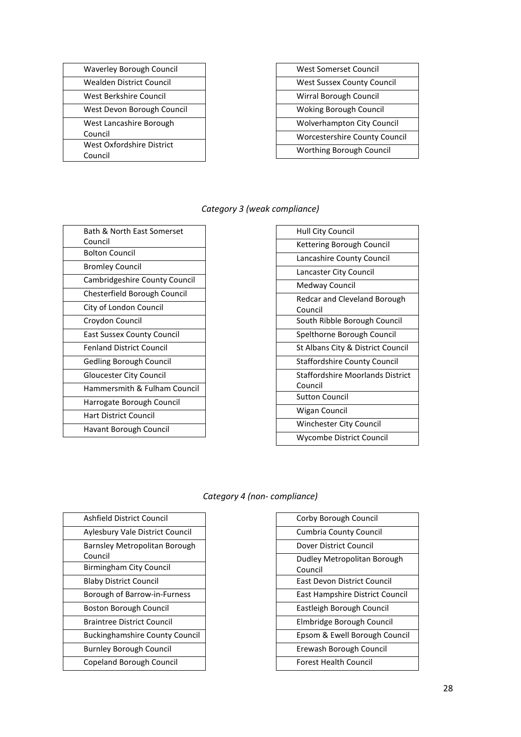| Waverley Borough Council |
|---|
| Wealden District Council |
| West Berkshire Council |
| West Devon Borough Council |
| West Lancashire Borough Council |
| West Oxfordshire District Council |

| West Somerset Council |
|---|
| West Sussex County Council |
| Wirral Borough Council |
| Woking Borough Council |
| Wolverhampton City Council |
| Worcestershire County Council |
| Worthing Borough Council |

*Category 3 (weak compliance)*

| Bath & North East Somerset Council |
|---|
| Bolton Council |
| Bromley Council |
| Cambridgeshire County Council |
| Chesterfield Borough Council |
| City of London Council |
| Croydon Council |
| East Sussex County Council |
| Fenland District Council |
| Gedling Borough Council |
| Gloucester City Council |
| Hammersmith & Fulham Council |
| Harrogate Borough Council |
| Hart District Council |
| Havant Borough Council |

| Hull City Council |
|---|
| Kettering Borough Council |
| Lancashire County Council |
| Lancaster City Council |
| Medway Council |
| Redcar and Cleveland Borough Council |
| South Ribble Borough Council |
| Spelthorne Borough Council |
| St Albans City & District Council |
| Staffordshire County Council |
| Staffordshire Moorlands District Council |
| Sutton Council |
| Wigan Council |
| Winchester City Council |
| Wycombe District Council |

*Category 4 (non- compliance)*

| Ashfield District Council |
|---|
| Aylesbury Vale District Council |
| Barnsley Metropolitan Borough Council |
| Birmingham City Council |
| Blaby District Council |
| Borough of Barrow-in-Furness |
| Boston Borough Council |
| Braintree District Council |
| Buckinghamshire County Council |
| Burnley Borough Council |
| Copeland Borough Council |

| Corby Borough Council |
|---|
| Cumbria County Council |
| Dover District Council |
| Dudley Metropolitan Borough Council |
| East Devon District Council |
| East Hampshire District Council |
| Eastleigh Borough Council |
| Elmbridge Borough Council |
| Epsom & Ewell Borough Council |
| Erewash Borough Council |
| Forest Health Council |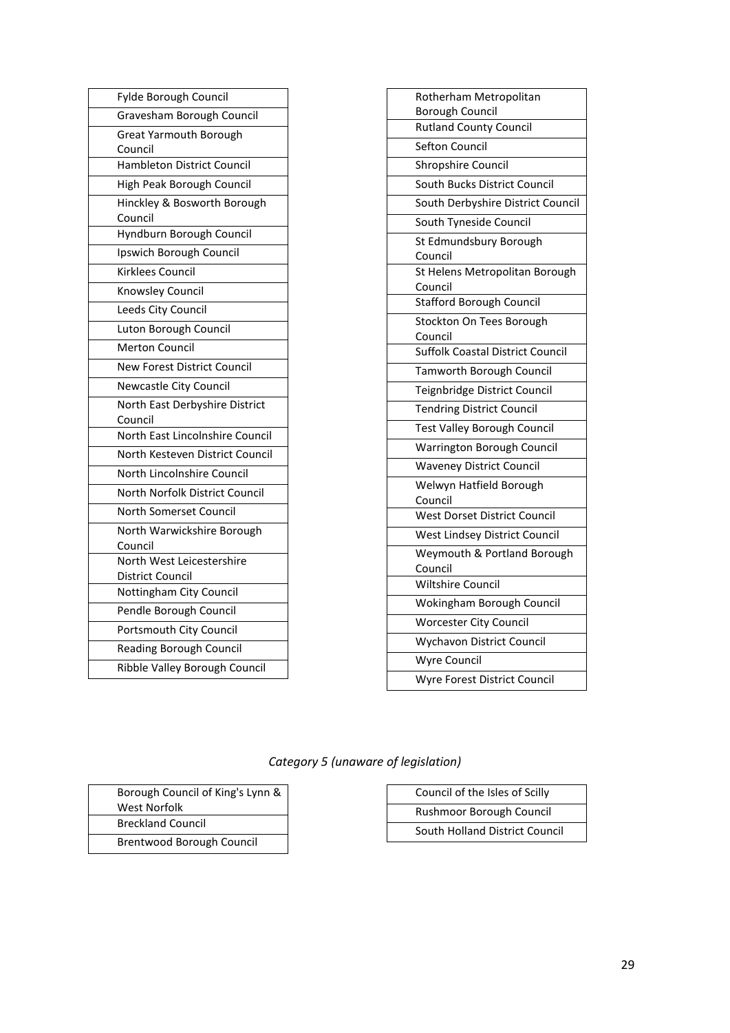| Fylde Borough Council |
|---|
| Gravesham Borough Council |
| Great Yarmouth Borough Council |
| Hambleton District Council |
| High Peak Borough Council |
| Hinckley & Bosworth Borough Council |
| Hyndburn Borough Council |
| Ipswich Borough Council |
| Kirklees Council |
| Knowsley Council |
| Leeds City Council |
| Luton Borough Council |
| Merton Council |
| New Forest District Council |
| Newcastle City Council |
| North East Derbyshire District Council |
| North East Lincolnshire Council |
| North Kesteven District Council |
| North Lincolnshire Council |
| North Norfolk District Council |
| North Somerset Council |
| North Warwickshire Borough Council |
| North West Leicestershire District Council |
| Nottingham City Council |
| Pendle Borough Council |
| Portsmouth City Council |
| Reading Borough Council |
| Ribble Valley Borough Council |

| Rotherham Metropolitan Borough Council |
|---|
| Rutland County Council |
| Sefton Council |
| Shropshire Council |
| South Bucks District Council |
| South Derbyshire District Council |
| South Tyneside Council |
| St Edmundsbury Borough Council |
| St Helens Metropolitan Borough Council |
| Stafford Borough Council |
| Stockton On Tees Borough Council |
| Suffolk Coastal District Council |
| Tamworth Borough Council |
| Teignbridge District Council |
| Tendring District Council |
| Test Valley Borough Council |
| Warrington Borough Council |
| Waveney District Council |
| Welwyn Hatfield Borough Council |
| West Dorset District Council |
| West Lindsey District Council |
| Weymouth & Portland Borough Council |
| Wiltshire Council |
| Wokingham Borough Council |
| Worcester City Council |
| Wychavon District Council |
| Wyre Council |
| Wyre Forest District Council |

*Category 5 (unaware of legislation)*

| Borough Council of King's Lynn & West Norfolk |
|---|
| Breckland Council |
| Brentwood Borough Council |

| Council of the Isles of Scilly |
|---|
| Rushmoor Borough Council |
| South Holland District Council |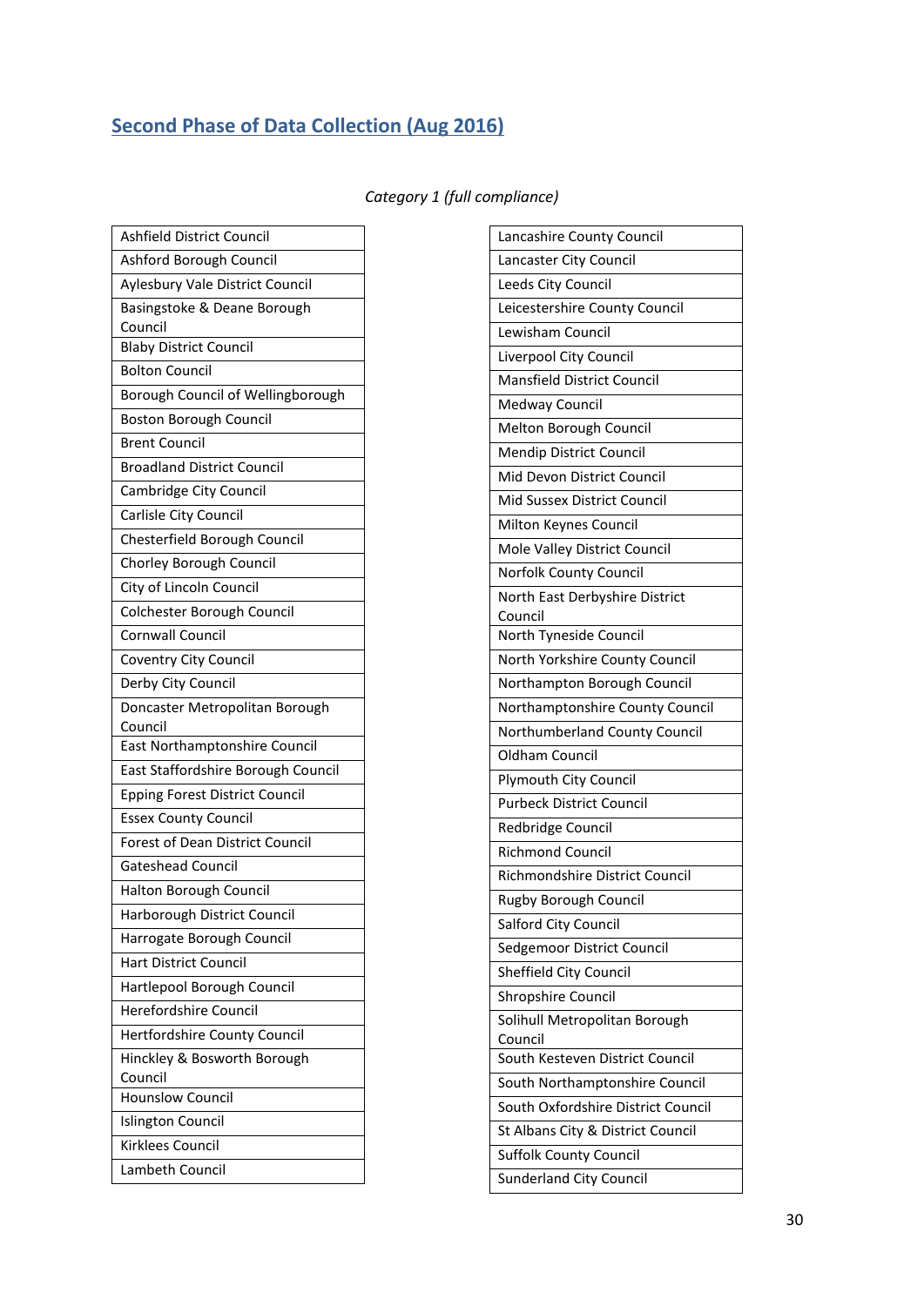## Second Phase of Data Collection (Aug 2016)

*Category 1 (full compliance)*

| |
|---|
| Ashfield District Council |
| Ashford Borough Council |
| Aylesbury Vale District Council |
| Basingstoke & Deane Borough Council |
| Blaby District Council |
| Bolton Council |
| Borough Council of Wellingborough |
| Boston Borough Council |
| Brent Council |
| Broadland District Council |
| Cambridge City Council |
| Carlisle City Council |
| Chesterfield Borough Council |
| Chorley Borough Council |
| City of Lincoln Council |
| Colchester Borough Council |
| Cornwall Council |
| Coventry City Council |
| Derby City Council |
| Doncaster Metropolitan Borough Council |
| East Northamptonshire Council |
| East Staffordshire Borough Council |
| Epping Forest District Council |
| Essex County Council |
| Forest of Dean District Council |
| Gateshead Council |
| Halton Borough Council |
| Harborough District Council |
| Harrogate Borough Council |
| Hart District Council |
| Hartlepool Borough Council |
| Herefordshire Council |
| Hertfordshire County Council |
| Hinckley & Bosworth Borough Council |
| Hounslow Council |
| Islington Council |
| Kirklees Council |
| Lambeth Council |

| |
|---|
| Lancashire County Council |
| Lancaster City Council |
| Leeds City Council |
| Leicestershire County Council |
| Lewisham Council |
| Liverpool City Council |
| Mansfield District Council |
| Medway Council |
| Melton Borough Council |
| Mendip District Council |
| Mid Devon District Council |
| Mid Sussex District Council |
| Milton Keynes Council |
| Mole Valley District Council |
| Norfolk County Council |
| North East Derbyshire District Council |
| North Tyneside Council |
| North Yorkshire County Council |
| Northampton Borough Council |
| Northamptonshire County Council |
| Northumberland County Council |
| Oldham Council |
| Plymouth City Council |
| Purbeck District Council |
| Redbridge Council |
| Richmond Council |
| Richmondshire District Council |
| Rugby Borough Council |
| Salford City Council |
| Sedgemoor District Council |
| Sheffield City Council |
| Shropshire Council |
| Solihull Metropolitan Borough Council |
| South Kesteven District Council |
| South Northamptonshire Council |
| South Oxfordshire District Council |
| St Albans City & District Council |
| Suffolk County Council |
| Sunderland City Council |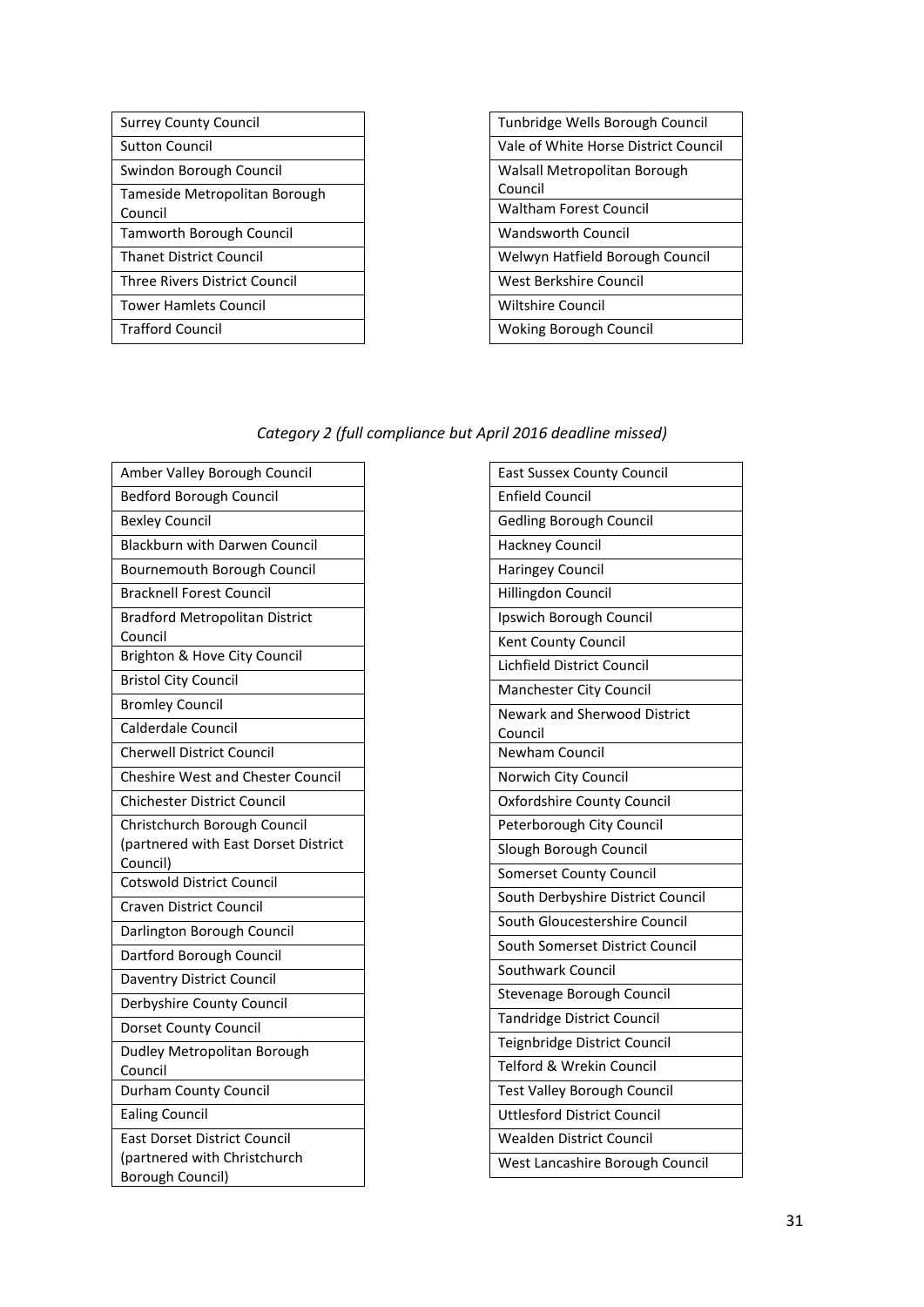| Surrey County Council |
| --- |
| Sutton Council |
| Swindon Borough Council |
| Tameside Metropolitan Borough Council |
| Tamworth Borough Council |
| Thanet District Council |
| Three Rivers District Council |
| Tower Hamlets Council |
| Trafford Council |

| Tunbridge Wells Borough Council |
| --- |
| Vale of White Horse District Council |
| Walsall Metropolitan Borough Council |
| Waltham Forest Council |
| Wandsworth Council |
| Welwyn Hatfield Borough Council |
| West Berkshire Council |
| Wiltshire Council |
| Woking Borough Council |

*Category 2 (full compliance but April 2016 deadline missed)*

| Amber Valley Borough Council |
| --- |
| Bedford Borough Council |
| Bexley Council |
| Blackburn with Darwen Council |
| Bournemouth Borough Council |
| Bracknell Forest Council |
| Bradford Metropolitan District Council |
| Brighton & Hove City Council |
| Bristol City Council |
| Bromley Council |
| Calderdale Council |
| Cherwell District Council |
| Cheshire West and Chester Council |
| Chichester District Council |
| Christchurch Borough Council (partnered with East Dorset District Council) |
| Cotswold District Council |
| Craven District Council |
| Darlington Borough Council |
| Dartford Borough Council |
| Daventry District Council |
| Derbyshire County Council |
| Dorset County Council |
| Dudley Metropolitan Borough Council |
| Durham County Council |
| Ealing Council |
| East Dorset District Council (partnered with Christchurch Borough Council) |

| East Sussex County Council |
| --- |
| Enfield Council |
| Gedling Borough Council |
| Hackney Council |
| Haringey Council |
| Hillingdon Council |
| Ipswich Borough Council |
| Kent County Council |
| Lichfield District Council |
| Manchester City Council |
| Newark and Sherwood District Council |
| Newham Council |
| Norwich City Council |
| Oxfordshire County Council |
| Peterborough City Council |
| Slough Borough Council |
| Somerset County Council |
| South Derbyshire District Council |
| South Gloucestershire Council |
| South Somerset District Council |
| Southwark Council |
| Stevenage Borough Council |
| Tandridge District Council |
| Teignbridge District Council |
| Telford & Wrekin Council |
| Test Valley Borough Council |
| Uttlesford District Council |
| Wealden District Council |
| West Lancashire Borough Council |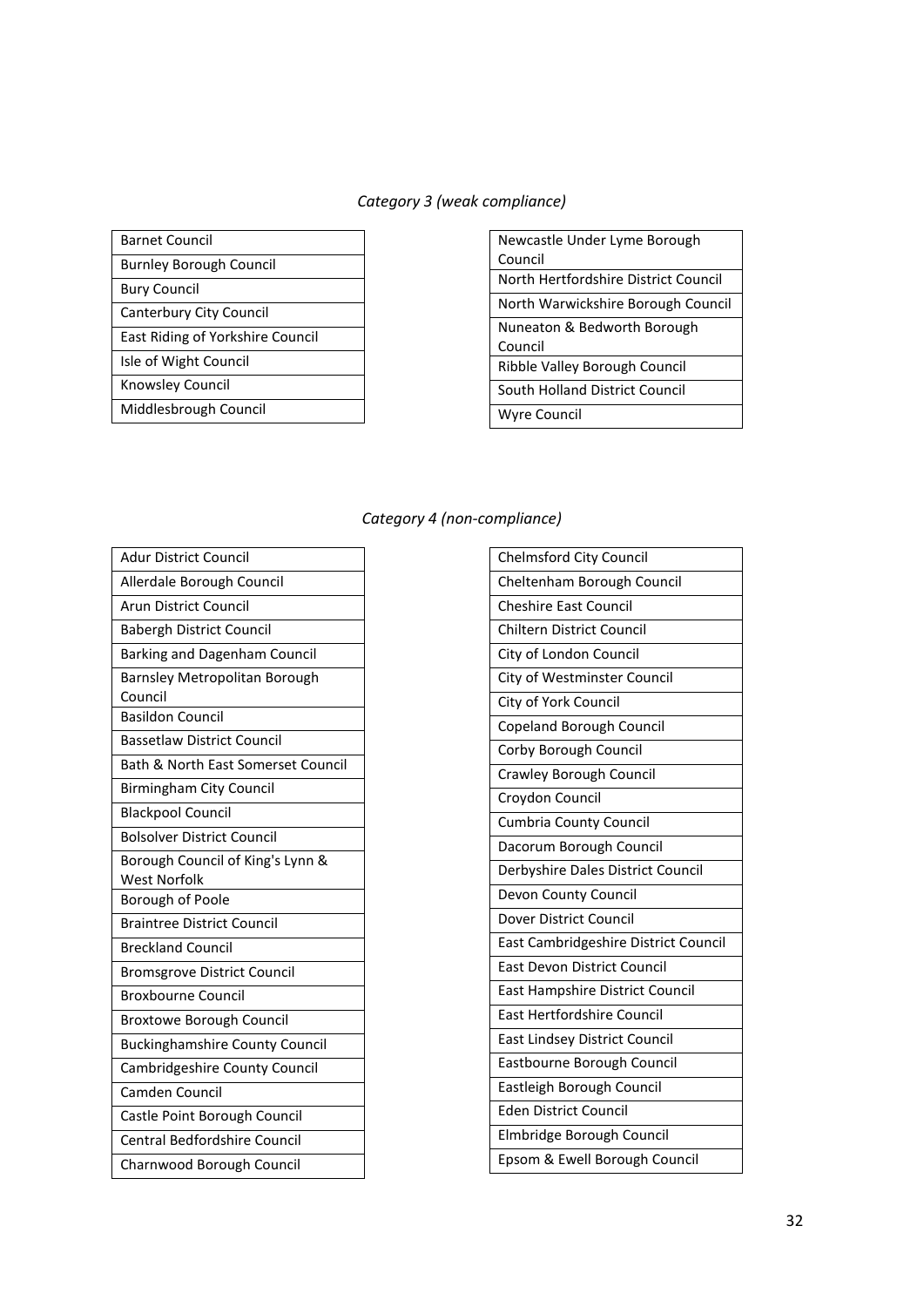*Category 3 (weak compliance)*

| |
|---|
| Barnet Council |
| Burnley Borough Council |
| Bury Council |
| Canterbury City Council |
| East Riding of Yorkshire Council |
| Isle of Wight Council |
| Knowsley Council |
| Middlesbrough Council |

| |
|---|
| Newcastle Under Lyme Borough Council |
| North Hertfordshire District Council |
| North Warwickshire Borough Council |
| Nuneaton & Bedworth Borough Council |
| Ribble Valley Borough Council |
| South Holland District Council |
| Wyre Council |

*Category 4 (non-compliance)*

| |
|---|
| Adur District Council |
| Allerdale Borough Council |
| Arun District Council |
| Babergh District Council |
| Barking and Dagenham Council |
| Barnsley Metropolitan Borough Council |
| Basildon Council |
| Bassetlaw District Council |
| Bath & North East Somerset Council |
| Birmingham City Council |
| Blackpool Council |
| Bolsolver District Council |
| Borough Council of King's Lynn & West Norfolk |
| Borough of Poole |
| Braintree District Council |
| Breckland Council |
| Bromsgrove District Council |
| Broxbourne Council |
| Broxtowe Borough Council |
| Buckinghamshire County Council |
| Cambridgeshire County Council |
| Camden Council |
| Castle Point Borough Council |
| Central Bedfordshire Council |
| Charnwood Borough Council |

| |
|---|
| Chelmsford City Council |
| Cheltenham Borough Council |
| Cheshire East Council |
| Chiltern District Council |
| City of London Council |
| City of Westminster Council |
| City of York Council |
| Copeland Borough Council |
| Corby Borough Council |
| Crawley Borough Council |
| Croydon Council |
| Cumbria County Council |
| Dacorum Borough Council |
| Derbyshire Dales District Council |
| Devon County Council |
| Dover District Council |
| East Cambridgeshire District Council |
| East Devon District Council |
| East Hampshire District Council |
| East Hertfordshire Council |
| East Lindsey District Council |
| Eastbourne Borough Council |
| Eastleigh Borough Council |
| Eden District Council |
| Elmbridge Borough Council |
| Epsom & Ewell Borough Council |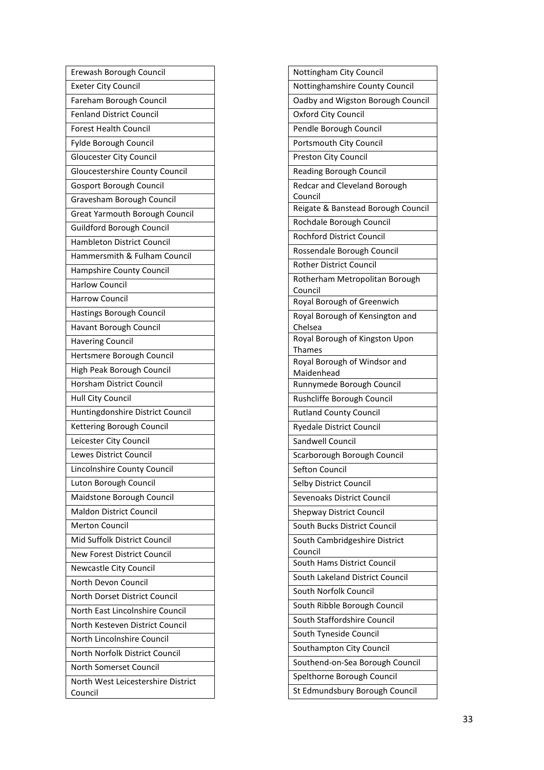| Erewash Borough Council |
|---|
| Exeter City Council |
| Fareham Borough Council |
| Fenland District Council |
| Forest Health Council |
| Fylde Borough Council |
| Gloucester City Council |
| Gloucestershire County Council |
| Gosport Borough Council |
| Gravesham Borough Council |
| Great Yarmouth Borough Council |
| Guildford Borough Council |
| Hambleton District Council |
| Hammersmith & Fulham Council |
| Hampshire County Council |
| Harlow Council |
| Harrow Council |
| Hastings Borough Council |
| Havant Borough Council |
| Havering Council |
| Hertsmere Borough Council |
| High Peak Borough Council |
| Horsham District Council |
| Hull City Council |
| Huntingdonshire District Council |
| Kettering Borough Council |
| Leicester City Council |
| Lewes District Council |
| Lincolnshire County Council |
| Luton Borough Council |
| Maidstone Borough Council |
| Maldon District Council |
| Merton Council |
| Mid Suffolk District Council |
| New Forest District Council |
| Newcastle City Council |
| North Devon Council |
| North Dorset District Council |
| North East Lincolnshire Council |
| North Kesteven District Council |
| North Lincolnshire Council |
| North Norfolk District Council |
| North Somerset Council |
| North West Leicestershire District Council |

| Nottingham City Council |
|---|
| Nottinghamshire County Council |
| Oadby and Wigston Borough Council |
| Oxford City Council |
| Pendle Borough Council |
| Portsmouth City Council |
| Preston City Council |
| Reading Borough Council |
| Redcar and Cleveland Borough Council |
| Reigate & Banstead Borough Council |
| Rochdale Borough Council |
| Rochford District Council |
| Rossendale Borough Council |
| Rother District Council |
| Rotherham Metropolitan Borough Council |
| Royal Borough of Greenwich |
| Royal Borough of Kensington and Chelsea |
| Royal Borough of Kingston Upon Thames |
| Royal Borough of Windsor and Maidenhead |
| Runnymede Borough Council |
| Rushcliffe Borough Council |
| Rutland County Council |
| Ryedale District Council |
| Sandwell Council |
| Scarborough Borough Council |
| Sefton Council |
| Selby District Council |
| Sevenoaks District Council |
| Shepway District Council |
| South Bucks District Council |
| South Cambridgeshire District Council |
| South Hams District Council |
| South Lakeland District Council |
| South Norfolk Council |
| South Ribble Borough Council |
| South Staffordshire Council |
| South Tyneside Council |
| Southampton City Council |
| Southend-on-Sea Borough Council |
| Spelthorne Borough Council |
| St Edmundsbury Borough Council |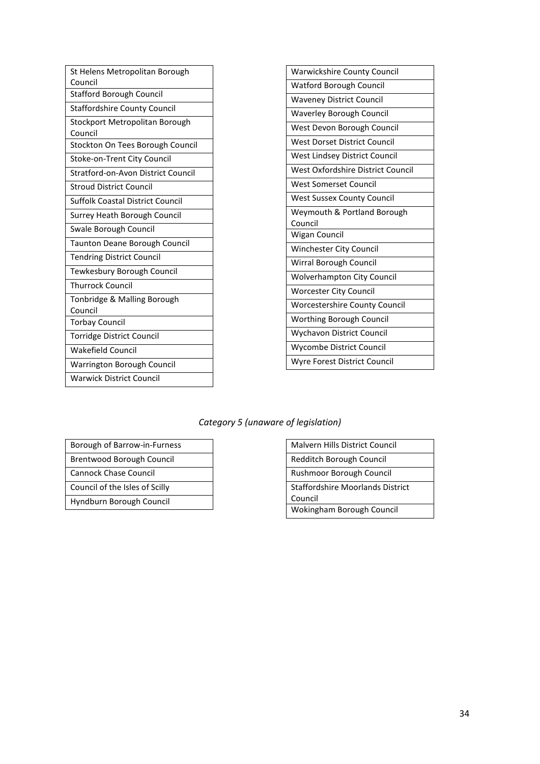| St Helens Metropolitan Borough Council |
|---|
| Stafford Borough Council |
| Staffordshire County Council |
| Stockport Metropolitan Borough Council |
| Stockton On Tees Borough Council |
| Stoke-on-Trent City Council |
| Stratford-on-Avon District Council |
| Stroud District Council |
| Suffolk Coastal District Council |
| Surrey Heath Borough Council |
| Swale Borough Council |
| Taunton Deane Borough Council |
| Tendring District Council |
| Tewkesbury Borough Council |
| Thurrock Council |
| Tonbridge & Malling Borough Council |
| Torbay Council |
| Torridge District Council |
| Wakefield Council |
| Warrington Borough Council |
| Warwick District Council |

| Warwickshire County Council |
|---|
| Watford Borough Council |
| Waveney District Council |
| Waverley Borough Council |
| West Devon Borough Council |
| West Dorset District Council |
| West Lindsey District Council |
| West Oxfordshire District Council |
| West Somerset Council |
| West Sussex County Council |
| Weymouth & Portland Borough Council |
| Wigan Council |
| Winchester City Council |
| Wirral Borough Council |
| Wolverhampton City Council |
| Worcester City Council |
| Worcestershire County Council |
| Worthing Borough Council |
| Wychavon District Council |
| Wycombe District Council |
| Wyre Forest District Council |

*Category 5 (unaware of legislation)*

| Borough of Barrow-in-Furness |
|---|
| Brentwood Borough Council |
| Cannock Chase Council |
| Council of the Isles of Scilly |
| Hyndburn Borough Council |

| Malvern Hills District Council |
|---|
| Redditch Borough Council |
| Rushmoor Borough Council |
| Staffordshire Moorlands District Council |
| Wokingham Borough Council |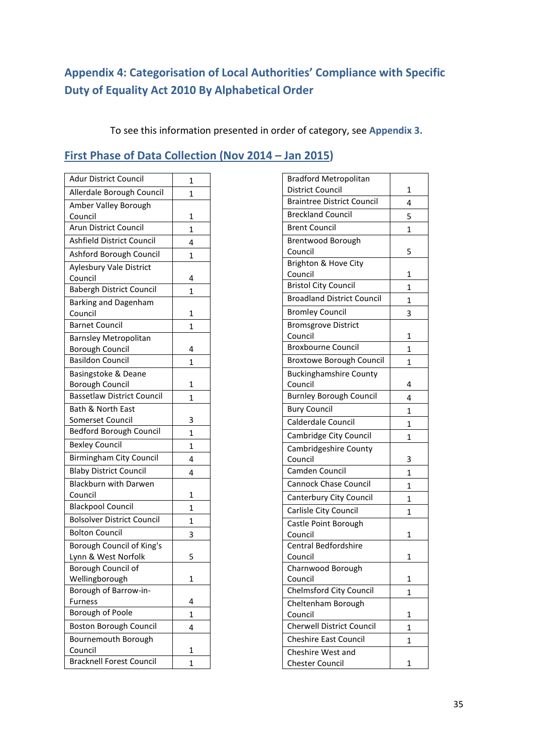## Appendix 4: Categorisation of Local Authorities' Compliance with Specific Duty of Equality Act 2010 By Alphabetical Order

To see this information presented in order of category, see **Appendix 3.**

### First Phase of Data Collection (Nov 2014 – Jan 2015)

| Local Authority | Category |
|---|---|
| Adur District Council | 1 |
| Allerdale Borough Council | 1 |
| Amber Valley Borough Council | 1 |
| Arun District Council | 1 |
| Ashfield District Council | 4 |
| Ashford Borough Council | 1 |
| Aylesbury Vale District Council | 4 |
| Babergh District Council | 1 |
| Barking and Dagenham Council | 1 |
| Barnet Council | 1 |
| Barnsley Metropolitan Borough Council | 4 |
| Basildon Council | 1 |
| Basingstoke & Deane Borough Council | 1 |
| Bassetlaw District Council | 1 |
| Bath & North East Somerset Council | 3 |
| Bedford Borough Council | 1 |
| Bexley Council | 1 |
| Birmingham City Council | 4 |
| Blaby District Council | 4 |
| Blackburn with Darwen Council | 1 |
| Blackpool Council | 1 |
| Bolsolver District Council | 1 |
| Bolton Council | 3 |
| Borough Council of King's Lynn & West Norfolk | 5 |
| Borough Council of Wellingborough | 1 |
| Borough of Barrow-in-Furness | 4 |
| Borough of Poole | 1 |
| Boston Borough Council | 4 |
| Bournemouth Borough Council | 1 |
| Bracknell Forest Council | 1 |
| Bradford Metropolitan District Council | 1 |
| Braintree District Council | 4 |
| Breckland Council | 5 |
| Brent Council | 1 |
| Brentwood Borough Council | 5 |
| Brighton & Hove City Council | 1 |
| Bristol City Council | 1 |
| Broadland District Council | 1 |
| Bromley Council | 3 |
| Bromsgrove District Council | 1 |
| Broxbourne Council | 1 |
| Broxtowe Borough Council | 1 |
| Buckinghamshire County Council | 4 |
| Burnley Borough Council | 4 |
| Bury Council | 1 |
| Calderdale Council | 1 |
| Cambridge City Council | 1 |
| Cambridgeshire County Council | 3 |
| Camden Council | 1 |
| Cannock Chase Council | 1 |
| Canterbury City Council | 1 |
| Carlisle City Council | 1 |
| Castle Point Borough Council | 1 |
| Central Bedfordshire Council | 1 |
| Charnwood Borough Council | 1 |
| Chelmsford City Council | 1 |
| Cheltenham Borough Council | 1 |
| Cherwell District Council | 1 |
| Cheshire East Council | 1 |
| Cheshire West and Chester Council | 1 |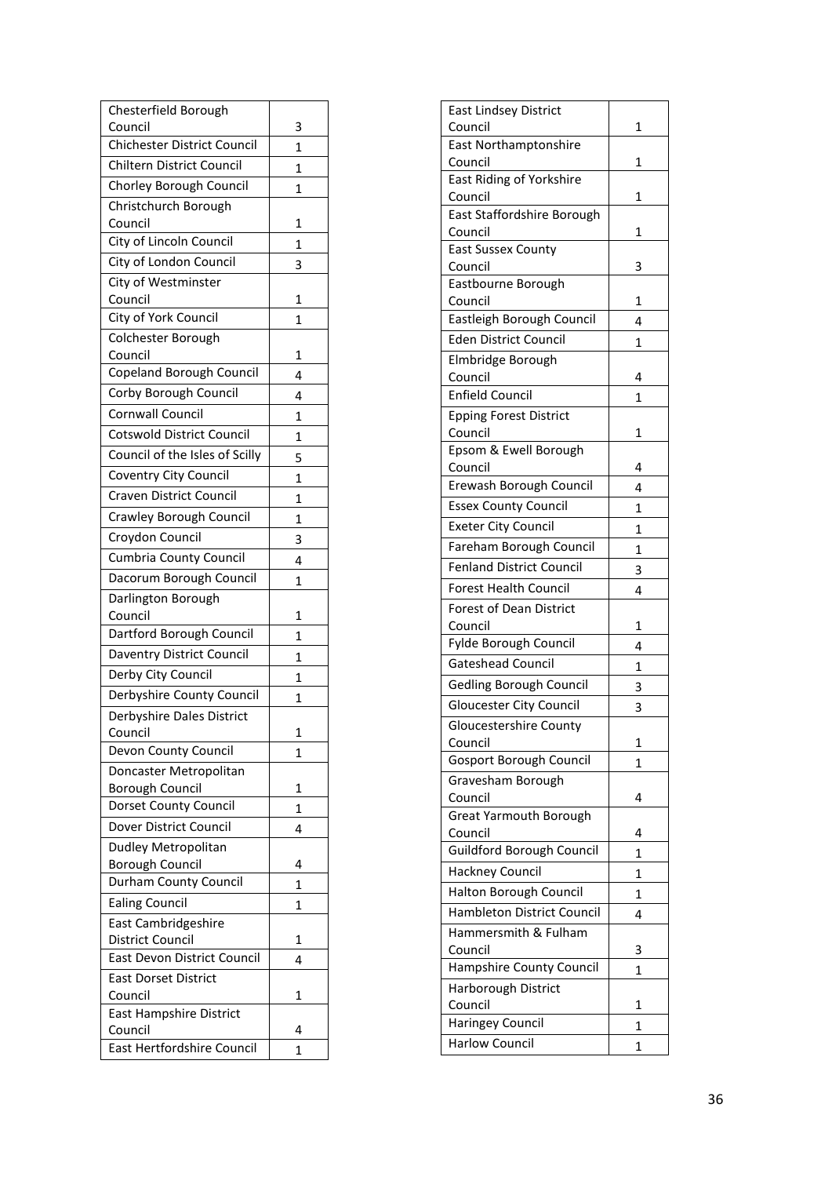| | |
|---|---|
| Chesterfield Borough Council | 3 |
| Chichester District Council | 1 |
| Chiltern District Council | 1 |
| Chorley Borough Council | 1 |
| Christchurch Borough Council | 1 |
| City of Lincoln Council | 1 |
| City of London Council | 3 |
| City of Westminster Council | 1 |
| City of York Council | 1 |
| Colchester Borough Council | 1 |
| Copeland Borough Council | 4 |
| Corby Borough Council | 4 |
| Cornwall Council | 1 |
| Cotswold District Council | 1 |
| Council of the Isles of Scilly | 5 |
| Coventry City Council | 1 |
| Craven District Council | 1 |
| Crawley Borough Council | 1 |
| Croydon Council | 3 |
| Cumbria County Council | 4 |
| Dacorum Borough Council | 1 |
| Darlington Borough Council | 1 |
| Dartford Borough Council | 1 |
| Daventry District Council | 1 |
| Derby City Council | 1 |
| Derbyshire County Council | 1 |
| Derbyshire Dales District Council | 1 |
| Devon County Council | 1 |
| Doncaster Metropolitan Borough Council | 1 |
| Dorset County Council | 1 |
| Dover District Council | 4 |
| Dudley Metropolitan Borough Council | 4 |
| Durham County Council | 1 |
| Ealing Council | 1 |
| East Cambridgeshire District Council | 1 |
| East Devon District Council | 4 |
| East Dorset District Council | 1 |
| East Hampshire District Council | 4 |
| East Hertfordshire Council | 1 |

| | |
|---|---|
| East Lindsey District Council | 1 |
| East Northamptonshire Council | 1 |
| East Riding of Yorkshire Council | 1 |
| East Staffordshire Borough Council | 1 |
| East Sussex County Council | 3 |
| Eastbourne Borough Council | 1 |
| Eastleigh Borough Council | 4 |
| Eden District Council | 1 |
| Elmbridge Borough Council | 4 |
| Enfield Council | 1 |
| Epping Forest District Council | 1 |
| Epsom & Ewell Borough Council | 4 |
| Erewash Borough Council | 4 |
| Essex County Council | 1 |
| Exeter City Council | 1 |
| Fareham Borough Council | 1 |
| Fenland District Council | 3 |
| Forest Health Council | 4 |
| Forest of Dean District Council | 1 |
| Fylde Borough Council | 4 |
| Gateshead Council | 1 |
| Gedling Borough Council | 3 |
| Gloucester City Council | 3 |
| Gloucestershire County Council | 1 |
| Gosport Borough Council | 1 |
| Gravesham Borough Council | 4 |
| Great Yarmouth Borough Council | 4 |
| Guildford Borough Council | 1 |
| Hackney Council | 1 |
| Halton Borough Council | 1 |
| Hambleton District Council | 4 |
| Hammersmith & Fulham Council | 3 |
| Hampshire County Council | 1 |
| Harborough District Council | 1 |
| Haringey Council | 1 |
| Harlow Council | 1 |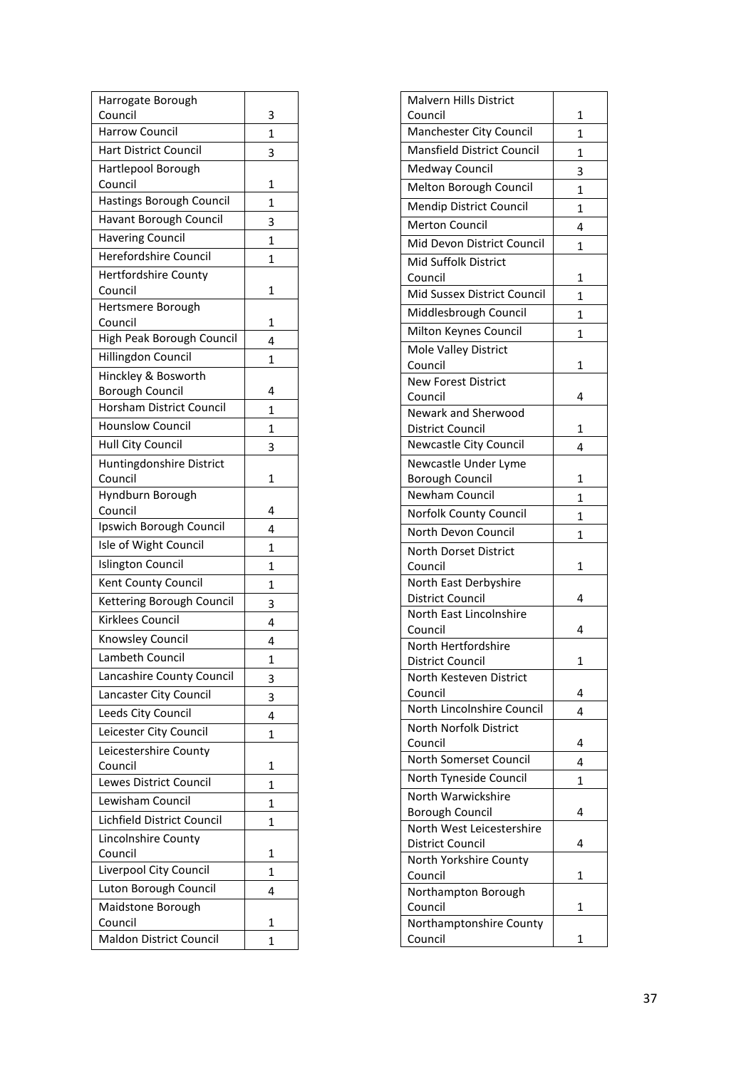| Council | |
|---|---|
| Harrogate Borough Council | 3 |
| Harrow Council | 1 |
| Hart District Council | 3 |
| Hartlepool Borough Council | 1 |
| Hastings Borough Council | 1 |
| Havant Borough Council | 3 |
| Havering Council | 1 |
| Herefordshire Council | 1 |
| Hertfordshire County Council | 1 |
| Hertsmere Borough Council | 1 |
| High Peak Borough Council | 4 |
| Hillingdon Council | 1 |
| Hinckley & Bosworth Borough Council | 4 |
| Horsham District Council | 1 |
| Hounslow Council | 1 |
| Hull City Council | 3 |
| Huntingdonshire District Council | 1 |
| Hyndburn Borough Council | 4 |
| Ipswich Borough Council | 4 |
| Isle of Wight Council | 1 |
| Islington Council | 1 |
| Kent County Council | 1 |
| Kettering Borough Council | 3 |
| Kirklees Council | 4 |
| Knowsley Council | 4 |
| Lambeth Council | 1 |
| Lancashire County Council | 3 |
| Lancaster City Council | 3 |
| Leeds City Council | 4 |
| Leicester City Council | 1 |
| Leicestershire County Council | 1 |
| Lewes District Council | 1 |
| Lewisham Council | 1 |
| Lichfield District Council | 1 |
| Lincolnshire County Council | 1 |
| Liverpool City Council | 1 |
| Luton Borough Council | 4 |
| Maidstone Borough Council | 1 |
| Maldon District Council | 1 |
| Malvern Hills District Council | 1 |
| Manchester City Council | 1 |
| Mansfield District Council | 1 |
| Medway Council | 3 |
| Melton Borough Council | 1 |
| Mendip District Council | 1 |
| Merton Council | 4 |
| Mid Devon District Council | 1 |
| Mid Suffolk District Council | 1 |
| Mid Sussex District Council | 1 |
| Middlesbrough Council | 1 |
| Milton Keynes Council | 1 |
| Mole Valley District Council | 1 |
| New Forest District Council | 4 |
| Newark and Sherwood District Council | 1 |
| Newcastle City Council | 4 |
| Newcastle Under Lyme Borough Council | 1 |
| Newham Council | 1 |
| Norfolk County Council | 1 |
| North Devon Council | 1 |
| North Dorset District Council | 1 |
| North East Derbyshire District Council | 4 |
| North East Lincolnshire Council | 4 |
| North Hertfordshire District Council | 1 |
| North Kesteven District Council | 4 |
| North Lincolnshire Council | 4 |
| North Norfolk District Council | 4 |
| North Somerset Council | 4 |
| North Tyneside Council | 1 |
| North Warwickshire Borough Council | 4 |
| North West Leicestershire District Council | 4 |
| North Yorkshire County Council | 1 |
| Northampton Borough Council | 1 |
| Northamptonshire County Council | 1 |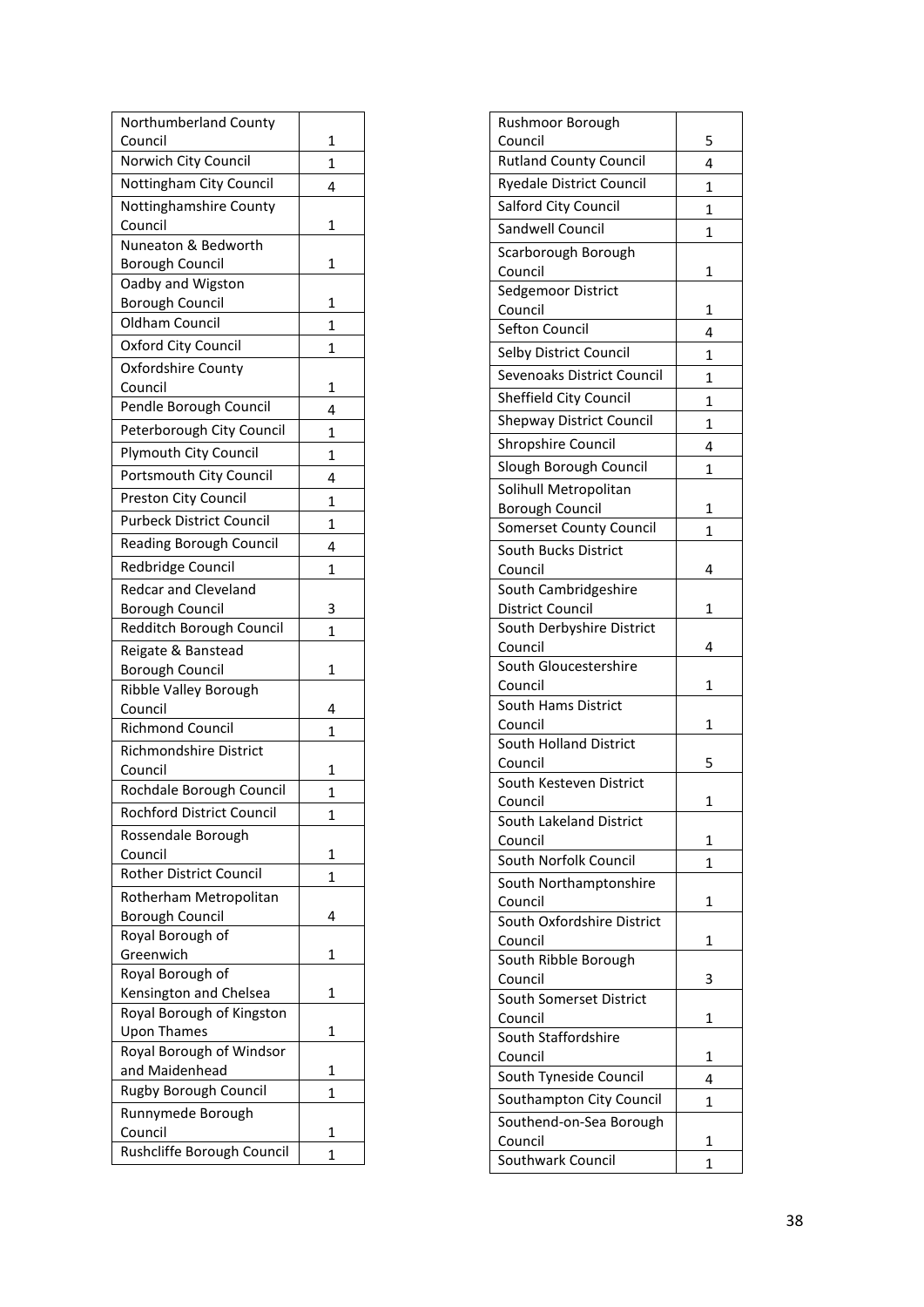| | |
|---|---|
| Northumberland County Council | 1 |
| Norwich City Council | 1 |
| Nottingham City Council | 4 |
| Nottinghamshire County Council | 1 |
| Nuneaton & Bedworth Borough Council | 1 |
| Oadby and Wigston Borough Council | 1 |
| Oldham Council | 1 |
| Oxford City Council | 1 |
| Oxfordshire County Council | 1 |
| Pendle Borough Council | 4 |
| Peterborough City Council | 1 |
| Plymouth City Council | 1 |
| Portsmouth City Council | 4 |
| Preston City Council | 1 |
| Purbeck District Council | 1 |
| Reading Borough Council | 4 |
| Redbridge Council | 1 |
| Redcar and Cleveland Borough Council | 3 |
| Redditch Borough Council | 1 |
| Reigate & Banstead Borough Council | 1 |
| Ribble Valley Borough Council | 4 |
| Richmond Council | 1 |
| Richmondshire District Council | 1 |
| Rochdale Borough Council | 1 |
| Rochford District Council | 1 |
| Rossendale Borough Council | 1 |
| Rother District Council | 1 |
| Rotherham Metropolitan Borough Council | 4 |
| Royal Borough of Greenwich | 1 |
| Royal Borough of Kensington and Chelsea | 1 |
| Royal Borough of Kingston Upon Thames | 1 |
| Royal Borough of Windsor and Maidenhead | 1 |
| Rugby Borough Council | 1 |
| Runnymede Borough Council | 1 |
| Rushcliffe Borough Council | 1 |

| | |
|---|---|
| Rushmoor Borough Council | 5 |
| Rutland County Council | 4 |
| Ryedale District Council | 1 |
| Salford City Council | 1 |
| Sandwell Council | 1 |
| Scarborough Borough Council | 1 |
| Sedgemoor District Council | 1 |
| Sefton Council | 4 |
| Selby District Council | 1 |
| Sevenoaks District Council | 1 |
| Sheffield City Council | 1 |
| Shepway District Council | 1 |
| Shropshire Council | 4 |
| Slough Borough Council | 1 |
| Solihull Metropolitan Borough Council | 1 |
| Somerset County Council | 1 |
| South Bucks District Council | 4 |
| South Cambridgeshire District Council | 1 |
| South Derbyshire District Council | 4 |
| South Gloucestershire Council | 1 |
| South Hams District Council | 1 |
| South Holland District Council | 5 |
| South Kesteven District Council | 1 |
| South Lakeland District Council | 1 |
| South Norfolk Council | 1 |
| South Northamptonshire Council | 1 |
| South Oxfordshire District Council | 1 |
| South Ribble Borough Council | 3 |
| South Somerset District Council | 1 |
| South Staffordshire Council | 1 |
| South Tyneside Council | 4 |
| Southampton City Council | 1 |
| Southend-on-Sea Borough Council | 1 |
| Southwark Council | 1 |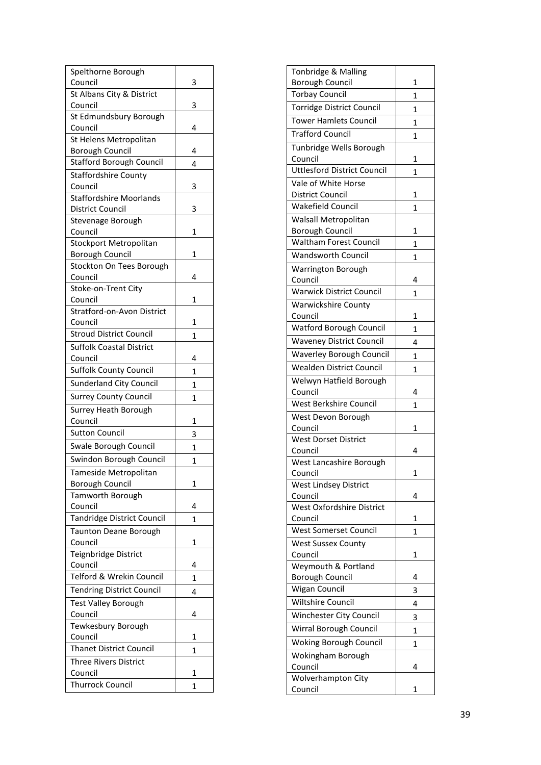| | |
|---|---|
| Spelthorne Borough Council | 3 |
| St Albans City & District Council | 3 |
| St Edmundsbury Borough Council | 4 |
| St Helens Metropolitan Borough Council | 4 |
| Stafford Borough Council | 4 |
| Staffordshire County Council | 3 |
| Staffordshire Moorlands District Council | 3 |
| Stevenage Borough Council | 1 |
| Stockport Metropolitan Borough Council | 1 |
| Stockton On Tees Borough Council | 4 |
| Stoke-on-Trent City Council | 1 |
| Stratford-on-Avon District Council | 1 |
| Stroud District Council | 1 |
| Suffolk Coastal District Council | 4 |
| Suffolk County Council | 1 |
| Sunderland City Council | 1 |
| Surrey County Council | 1 |
| Surrey Heath Borough Council | 1 |
| Sutton Council | 3 |
| Swale Borough Council | 1 |
| Swindon Borough Council | 1 |
| Tameside Metropolitan Borough Council | 1 |
| Tamworth Borough Council | 4 |
| Tandridge District Council | 1 |
| Taunton Deane Borough Council | 1 |
| Teignbridge District Council | 4 |
| Telford & Wrekin Council | 1 |
| Tendring District Council | 4 |
| Test Valley Borough Council | 4 |
| Tewkesbury Borough Council | 1 |
| Thanet District Council | 1 |
| Three Rivers District Council | 1 |
| Thurrock Council | 1 |
| Tonbridge & Malling Borough Council | 1 |
| Torbay Council | 1 |
| Torridge District Council | 1 |
| Tower Hamlets Council | 1 |
| Trafford Council | 1 |
| Tunbridge Wells Borough Council | 1 |
| Uttlesford District Council | 1 |
| Vale of White Horse District Council | 1 |
| Wakefield Council | 1 |
| Walsall Metropolitan Borough Council | 1 |
| Waltham Forest Council | 1 |
| Wandsworth Council | 1 |
| Warrington Borough Council | 4 |
| Warwick District Council | 1 |
| Warwickshire County Council | 1 |
| Watford Borough Council | 1 |
| Waveney District Council | 4 |
| Waverley Borough Council | 1 |
| Wealden District Council | 1 |
| Welwyn Hatfield Borough Council | 4 |
| West Berkshire Council | 1 |
| West Devon Borough Council | 1 |
| West Dorset District Council | 4 |
| West Lancashire Borough Council | 1 |
| West Lindsey District Council | 4 |
| West Oxfordshire District Council | 1 |
| West Somerset Council | 1 |
| West Sussex County Council | 1 |
| Weymouth & Portland Borough Council | 4 |
| Wigan Council | 3 |
| Wiltshire Council | 4 |
| Winchester City Council | 3 |
| Wirral Borough Council | 1 |
| Woking Borough Council | 1 |
| Wokingham Borough Council | 4 |
| Wolverhampton City Council | 1 |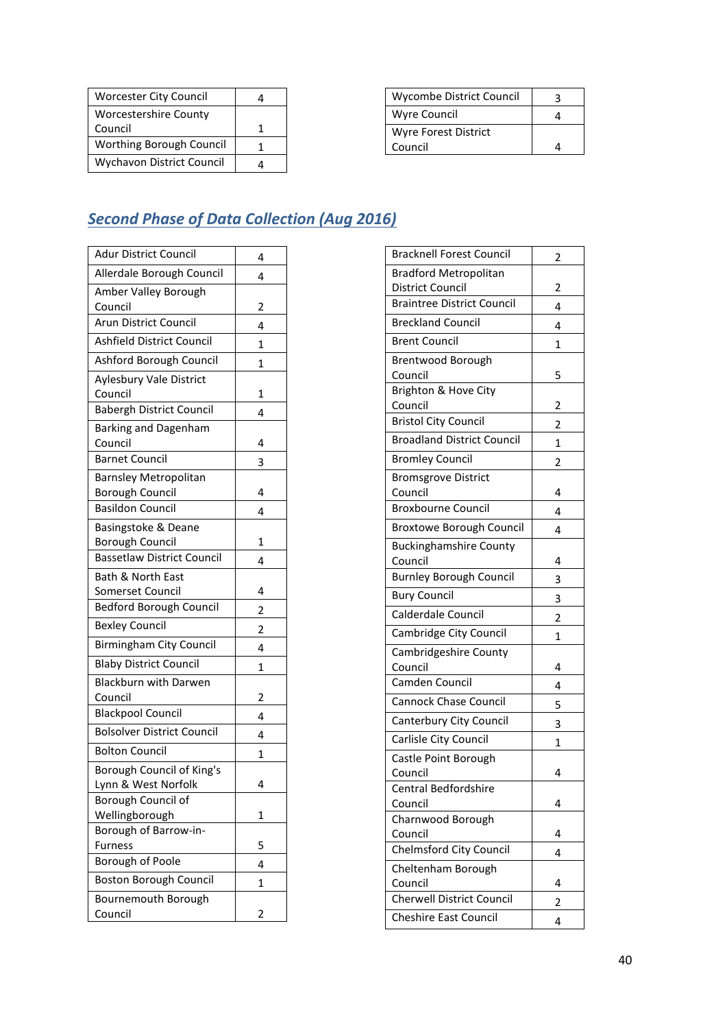| | |
|---|---|
| Worcester City Council | 4 |
| Worcestershire County Council | 1 |
| Worthing Borough Council | 1 |
| Wychavon District Council | 4 |
| Wycombe District Council | 3 |
| Wyre Council | 4 |
| Wyre Forest District Council | 4 |

## *Second Phase of Data Collection (Aug 2016)*

| | |
|---|---|
| Adur District Council | 4 |
| Allerdale Borough Council | 4 |
| Amber Valley Borough Council | 2 |
| Arun District Council | 4 |
| Ashfield District Council | 1 |
| Ashford Borough Council | 1 |
| Aylesbury Vale District Council | 1 |
| Babergh District Council | 4 |
| Barking and Dagenham Council | 4 |
| Barnet Council | 3 |
| Barnsley Metropolitan Borough Council | 4 |
| Basildon Council | 4 |
| Basingstoke & Deane Borough Council | 1 |
| Bassetlaw District Council | 4 |
| Bath & North East Somerset Council | 4 |
| Bedford Borough Council | 2 |
| Bexley Council | 2 |
| Birmingham City Council | 4 |
| Blaby District Council | 1 |
| Blackburn with Darwen Council | 2 |
| Blackpool Council | 4 |
| Bolsolver District Council | 4 |
| Bolton Council | 1 |
| Borough Council of King's Lynn & West Norfolk | 4 |
| Borough Council of Wellingborough | 1 |
| Borough of Barrow-in-Furness | 5 |
| Borough of Poole | 4 |
| Boston Borough Council | 1 |
| Bournemouth Borough Council | 2 |
| Bracknell Forest Council | 2 |
| Bradford Metropolitan District Council | 2 |
| Braintree District Council | 4 |
| Breckland Council | 4 |
| Brent Council | 1 |
| Brentwood Borough Council | 5 |
| Brighton & Hove City Council | 2 |
| Bristol City Council | 2 |
| Broadland District Council | 1 |
| Bromley Council | 2 |
| Bromsgrove District Council | 4 |
| Broxbourne Council | 4 |
| Broxtowe Borough Council | 4 |
| Buckinghamshire County Council | 4 |
| Burnley Borough Council | 3 |
| Bury Council | 3 |
| Calderdale Council | 2 |
| Cambridge City Council | 1 |
| Cambridgeshire County Council | 4 |
| Camden Council | 4 |
| Cannock Chase Council | 5 |
| Canterbury City Council | 3 |
| Carlisle City Council | 1 |
| Castle Point Borough Council | 4 |
| Central Bedfordshire Council | 4 |
| Charnwood Borough Council | 4 |
| Chelmsford City Council | 4 |
| Cheltenham Borough Council | 4 |
| Cherwell District Council | 2 |
| Cheshire East Council | 4 |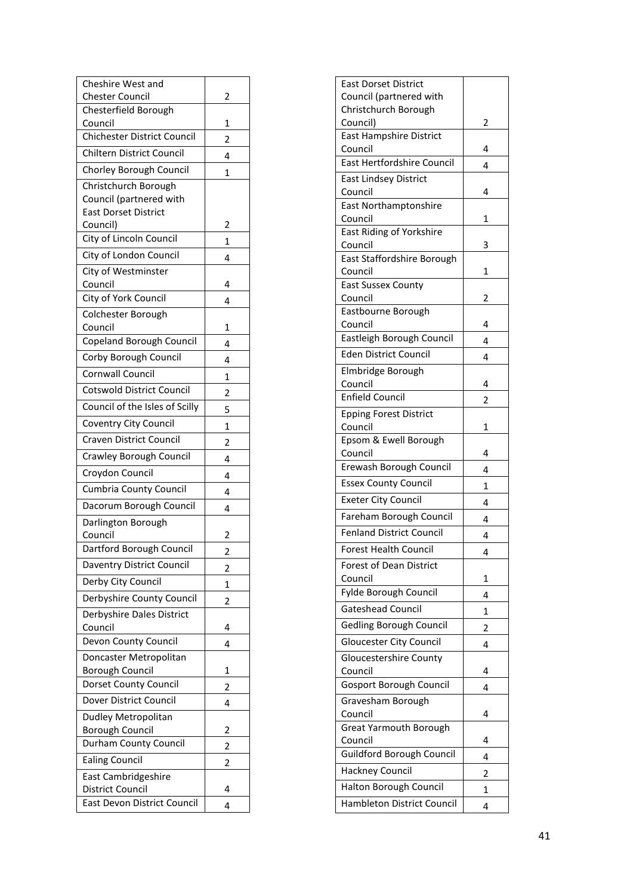| | |
|---|---|
| Cheshire West and Chester Council | 2 |
| Chesterfield Borough Council | 1 |
| Chichester District Council | 2 |
| Chiltern District Council | 4 |
| Chorley Borough Council | 1 |
| Christchurch Borough Council (partnered with East Dorset District Council) | 2 |
| City of Lincoln Council | 1 |
| City of London Council | 4 |
| City of Westminster Council | 4 |
| City of York Council | 4 |
| Colchester Borough Council | 1 |
| Copeland Borough Council | 4 |
| Corby Borough Council | 4 |
| Cornwall Council | 1 |
| Cotswold District Council | 2 |
| Council of the Isles of Scilly | 5 |
| Coventry City Council | 1 |
| Craven District Council | 2 |
| Crawley Borough Council | 4 |
| Croydon Council | 4 |
| Cumbria County Council | 4 |
| Dacorum Borough Council | 4 |
| Darlington Borough Council | 2 |
| Dartford Borough Council | 2 |
| Daventry District Council | 2 |
| Derby City Council | 1 |
| Derbyshire County Council | 2 |
| Derbyshire Dales District Council | 4 |
| Devon County Council | 4 |
| Doncaster Metropolitan Borough Council | 1 |
| Dorset County Council | 2 |
| Dover District Council | 4 |
| Dudley Metropolitan Borough Council | 2 |
| Durham County Council | 2 |
| Ealing Council | 2 |
| East Cambridgeshire District Council | 4 |
| East Devon District Council | 4 |
| East Dorset District Council (partnered with Christchurch Borough Council) | 2 |
| East Hampshire District Council | 4 |
| East Hertfordshire Council | 4 |
| East Lindsey District Council | 4 |
| East Northamptonshire Council | 1 |
| East Riding of Yorkshire Council | 3 |
| East Staffordshire Borough Council | 1 |
| East Sussex County Council | 2 |
| Eastbourne Borough Council | 4 |
| Eastleigh Borough Council | 4 |
| Eden District Council | 4 |
| Elmbridge Borough Council | 4 |
| Enfield Council | 2 |
| Epping Forest District Council | 1 |
| Epsom & Ewell Borough Council | 4 |
| Erewash Borough Council | 4 |
| Essex County Council | 1 |
| Exeter City Council | 4 |
| Fareham Borough Council | 4 |
| Fenland District Council | 4 |
| Forest Health Council | 4 |
| Forest of Dean District Council | 1 |
| Fylde Borough Council | 4 |
| Gateshead Council | 1 |
| Gedling Borough Council | 2 |
| Gloucester City Council | 4 |
| Gloucestershire County Council | 4 |
| Gosport Borough Council | 4 |
| Gravesham Borough Council | 4 |
| Great Yarmouth Borough Council | 4 |
| Guildford Borough Council | 4 |
| Hackney Council | 2 |
| Halton Borough Council | 1 |
| Hambleton District Council | 4 |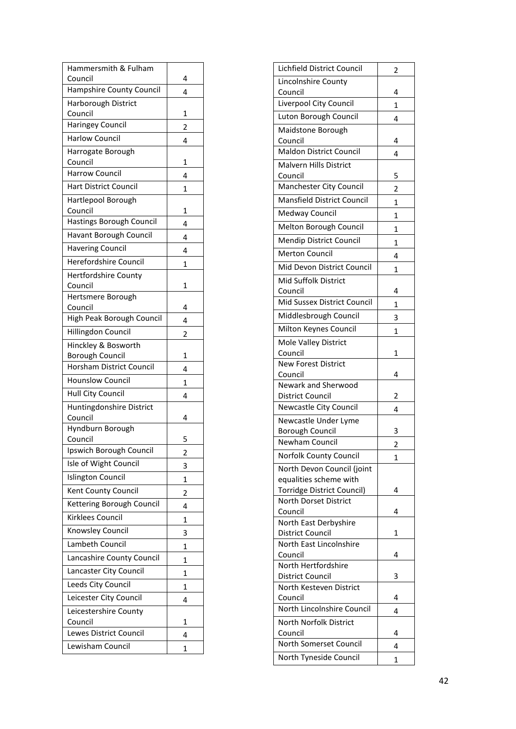| | |
|---|---|
| Hammersmith & Fulham Council | 4 |
| Hampshire County Council | 4 |
| Harborough District Council | 1 |
| Haringey Council | 2 |
| Harlow Council | 4 |
| Harrogate Borough Council | 1 |
| Harrow Council | 4 |
| Hart District Council | 1 |
| Hartlepool Borough Council | 1 |
| Hastings Borough Council | 4 |
| Havant Borough Council | 4 |
| Havering Council | 4 |
| Herefordshire Council | 1 |
| Hertfordshire County Council | 1 |
| Hertsmere Borough Council | 4 |
| High Peak Borough Council | 4 |
| Hillingdon Council | 2 |
| Hinckley & Bosworth Borough Council | 1 |
| Horsham District Council | 4 |
| Hounslow Council | 1 |
| Hull City Council | 4 |
| Huntingdonshire District Council | 4 |
| Hyndburn Borough Council | 5 |
| Ipswich Borough Council | 2 |
| Isle of Wight Council | 3 |
| Islington Council | 1 |
| Kent County Council | 2 |
| Kettering Borough Council | 4 |
| Kirklees Council | 1 |
| Knowsley Council | 3 |
| Lambeth Council | 1 |
| Lancashire County Council | 1 |
| Lancaster City Council | 1 |
| Leeds City Council | 1 |
| Leicester City Council | 4 |
| Leicestershire County Council | 1 |
| Lewes District Council | 4 |
| Lewisham Council | 1 |
| Lichfield District Council | 2 |
| Lincolnshire County Council | 4 |
| Liverpool City Council | 1 |
| Luton Borough Council | 4 |
| Maidstone Borough Council | 4 |
| Maldon District Council | 4 |
| Malvern Hills District Council | 5 |
| Manchester City Council | 2 |
| Mansfield District Council | 1 |
| Medway Council | 1 |
| Melton Borough Council | 1 |
| Mendip District Council | 1 |
| Merton Council | 4 |
| Mid Devon District Council | 1 |
| Mid Suffolk District Council | 4 |
| Mid Sussex District Council | 1 |
| Middlesbrough Council | 3 |
| Milton Keynes Council | 1 |
| Mole Valley District Council | 1 |
| New Forest District Council | 4 |
| Newark and Sherwood District Council | 2 |
| Newcastle City Council | 4 |
| Newcastle Under Lyme Borough Council | 3 |
| Newham Council | 2 |
| Norfolk County Council | 1 |
| North Devon Council (joint equalities scheme with Torridge District Council) | 4 |
| North Dorset District Council | 4 |
| North East Derbyshire District Council | 1 |
| North East Lincolnshire Council | 4 |
| North Hertfordshire District Council | 3 |
| North Kesteven District Council | 4 |
| North Lincolnshire Council | 4 |
| North Norfolk District Council | 4 |
| North Somerset Council | 4 |
| North Tyneside Council | 1 |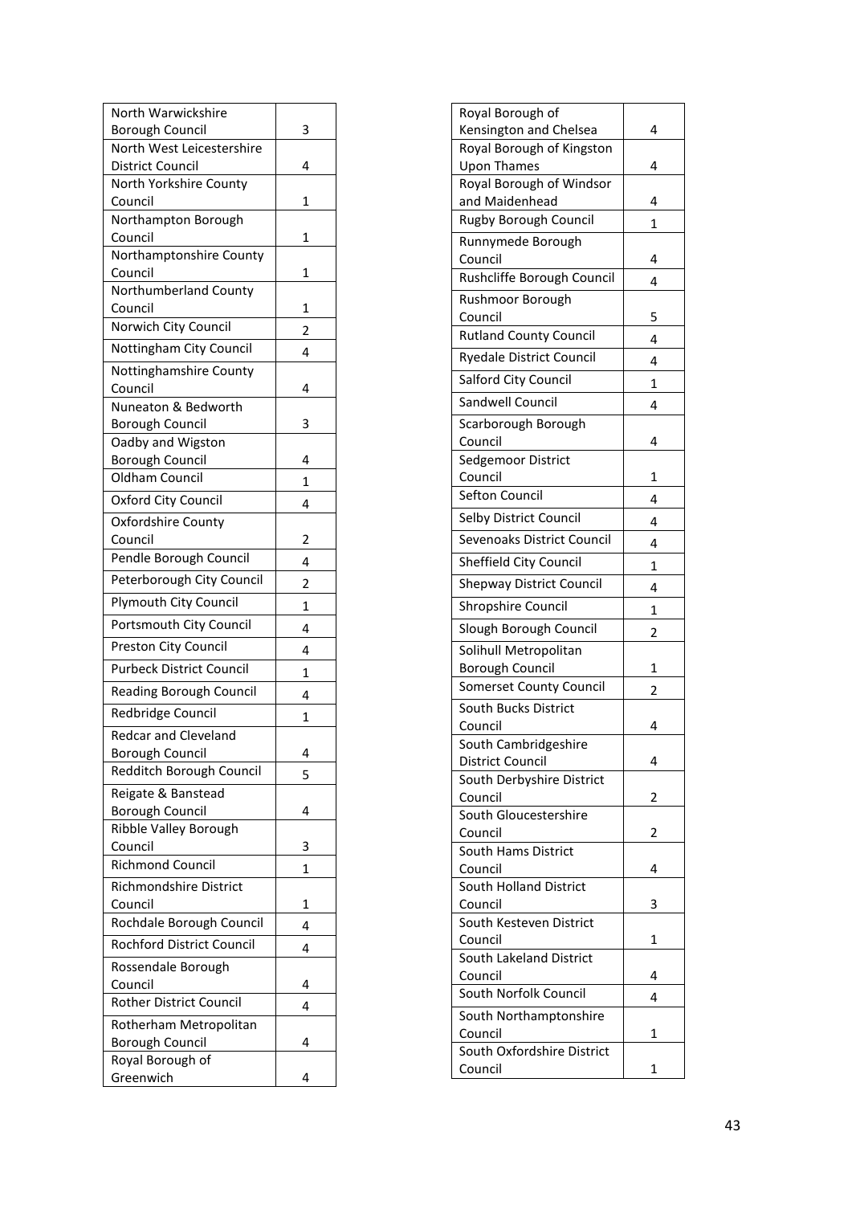| | |
|---|---|
| North Warwickshire Borough Council | 3 |
| North West Leicestershire District Council | 4 |
| North Yorkshire County Council | 1 |
| Northampton Borough Council | 1 |
| Northamptonshire County Council | 1 |
| Northumberland County Council | 1 |
| Norwich City Council | 2 |
| Nottingham City Council | 4 |
| Nottinghamshire County Council | 4 |
| Nuneaton & Bedworth Borough Council | 3 |
| Oadby and Wigston Borough Council | 4 |
| Oldham Council | 1 |
| Oxford City Council | 4 |
| Oxfordshire County Council | 2 |
| Pendle Borough Council | 4 |
| Peterborough City Council | 2 |
| Plymouth City Council | 1 |
| Portsmouth City Council | 4 |
| Preston City Council | 4 |
| Purbeck District Council | 1 |
| Reading Borough Council | 4 |
| Redbridge Council | 1 |
| Redcar and Cleveland Borough Council | 4 |
| Redditch Borough Council | 5 |
| Reigate & Banstead Borough Council | 4 |
| Ribble Valley Borough Council | 3 |
| Richmond Council | 1 |
| Richmondshire District Council | 1 |
| Rochdale Borough Council | 4 |
| Rochford District Council | 4 |
| Rossendale Borough Council | 4 |
| Rother District Council | 4 |
| Rotherham Metropolitan Borough Council | 4 |
| Royal Borough of Greenwich | 4 |
| Royal Borough of Kensington and Chelsea | 4 |
| Royal Borough of Kingston Upon Thames | 4 |
| Royal Borough of Windsor and Maidenhead | 4 |
| Rugby Borough Council | 1 |
| Runnymede Borough Council | 4 |
| Rushcliffe Borough Council | 4 |
| Rushmoor Borough Council | 5 |
| Rutland County Council | 4 |
| Ryedale District Council | 4 |
| Salford City Council | 1 |
| Sandwell Council | 4 |
| Scarborough Borough Council | 4 |
| Sedgemoor District Council | 1 |
| Sefton Council | 4 |
| Selby District Council | 4 |
| Sevenoaks District Council | 4 |
| Sheffield City Council | 1 |
| Shepway District Council | 4 |
| Shropshire Council | 1 |
| Slough Borough Council | 2 |
| Solihull Metropolitan Borough Council | 1 |
| Somerset County Council | 2 |
| South Bucks District Council | 4 |
| South Cambridgeshire District Council | 4 |
| South Derbyshire District Council | 2 |
| South Gloucestershire Council | 2 |
| South Hams District Council | 4 |
| South Holland District Council | 3 |
| South Kesteven District Council | 1 |
| South Lakeland District Council | 4 |
| South Norfolk Council | 4 |
| South Northamptonshire Council | 1 |
| South Oxfordshire District Council | 1 |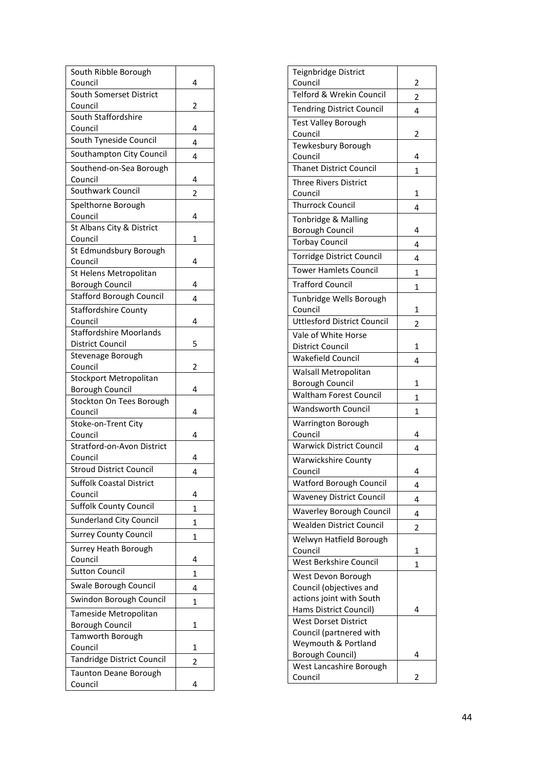| South Ribble Borough Council | 4 |
|---|---|
| South Somerset District Council | 2 |
| South Staffordshire Council | 4 |
| South Tyneside Council | 4 |
| Southampton City Council | 4 |
| Southend-on-Sea Borough Council | 4 |
| Southwark Council | 2 |
| Spelthorne Borough Council | 4 |
| St Albans City & District Council | 1 |
| St Edmundsbury Borough Council | 4 |
| St Helens Metropolitan Borough Council | 4 |
| Stafford Borough Council | 4 |
| Staffordshire County Council | 4 |
| Staffordshire Moorlands District Council | 5 |
| Stevenage Borough Council | 2 |
| Stockport Metropolitan Borough Council | 4 |
| Stockton On Tees Borough Council | 4 |
| Stoke-on-Trent City Council | 4 |
| Stratford-on-Avon District Council | 4 |
| Stroud District Council | 4 |
| Suffolk Coastal District Council | 4 |
| Suffolk County Council | 1 |
| Sunderland City Council | 1 |
| Surrey County Council | 1 |
| Surrey Heath Borough Council | 4 |
| Sutton Council | 1 |
| Swale Borough Council | 4 |
| Swindon Borough Council | 1 |
| Tameside Metropolitan Borough Council | 1 |
| Tamworth Borough Council | 1 |
| Tandridge District Council | 2 |
| Taunton Deane Borough Council | 4 |
| Teignbridge District Council | 2 |
| Telford & Wrekin Council | 2 |
| Tendring District Council | 4 |
| Test Valley Borough Council | 2 |
| Tewkesbury Borough Council | 4 |
| Thanet District Council | 1 |
| Three Rivers District Council | 1 |
| Thurrock Council | 4 |
| Tonbridge & Malling Borough Council | 4 |
| Torbay Council | 4 |
| Torridge District Council | 4 |
| Tower Hamlets Council | 1 |
| Trafford Council | 1 |
| Tunbridge Wells Borough Council | 1 |
| Uttlesford District Council | 2 |
| Vale of White Horse District Council | 1 |
| Wakefield Council | 4 |
| Walsall Metropolitan Borough Council | 1 |
| Waltham Forest Council | 1 |
| Wandsworth Council | 1 |
| Warrington Borough Council | 4 |
| Warwick District Council | 4 |
| Warwickshire County Council | 4 |
| Watford Borough Council | 4 |
| Waveney District Council | 4 |
| Waverley Borough Council | 4 |
| Wealden District Council | 2 |
| Welwyn Hatfield Borough Council | 1 |
| West Berkshire Council | 1 |
| West Devon Borough Council (objectives and actions joint with South Hams District Council) | 4 |
| West Dorset District Council (partnered with Weymouth & Portland Borough Council) | 4 |
| West Lancashire Borough Council | 2 |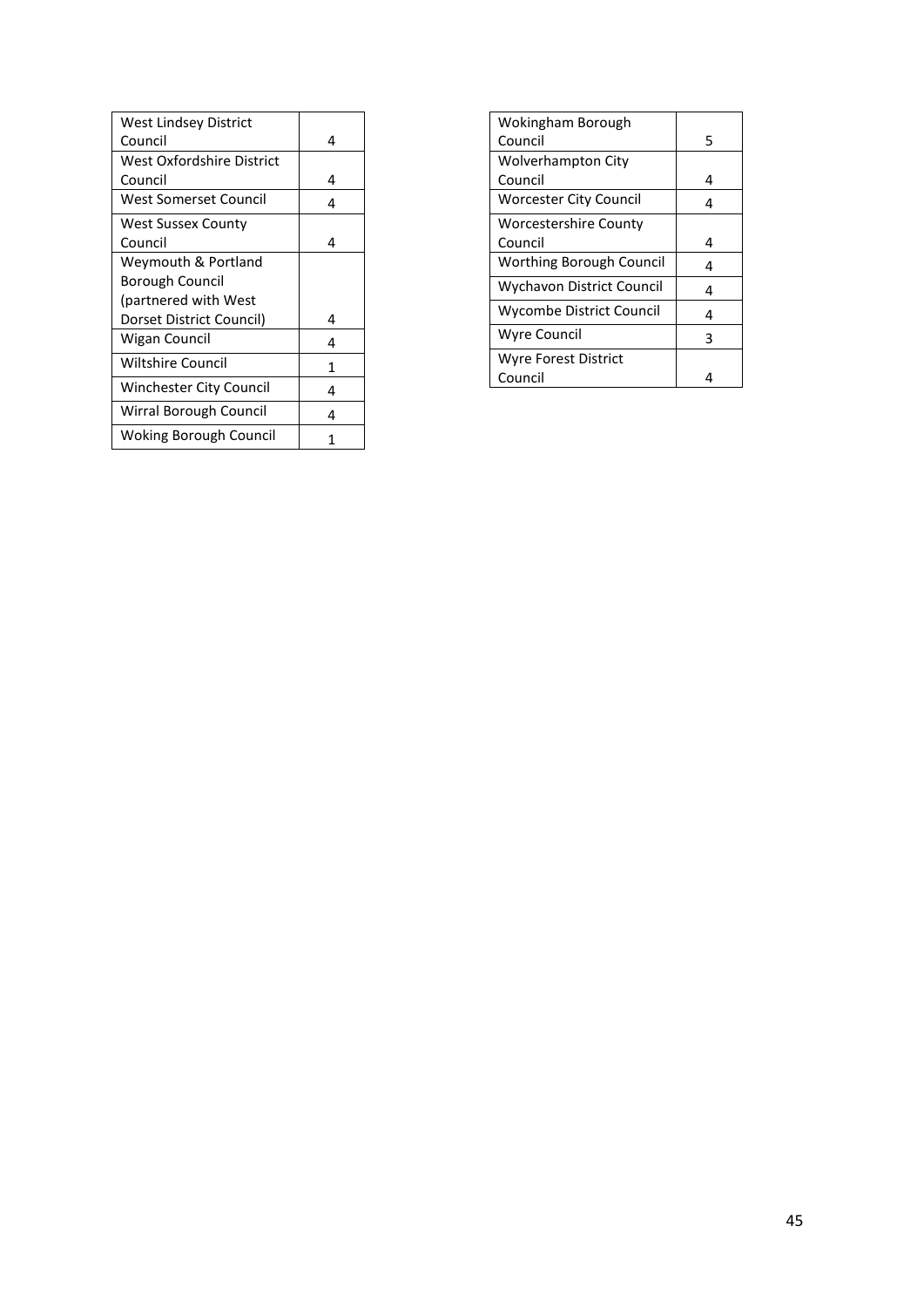| | |
|---|---|
| West Lindsey District Council | 4 |
| West Oxfordshire District Council | 4 |
| West Somerset Council | 4 |
| West Sussex County Council | 4 |
| Weymouth & Portland Borough Council (partnered with West Dorset District Council) | 4 |
| Wigan Council | 4 |
| Wiltshire Council | 1 |
| Winchester City Council | 4 |
| Wirral Borough Council | 4 |
| Woking Borough Council | 1 |
| Wokingham Borough Council | 5 |
| Wolverhampton City Council | 4 |
| Worcester City Council | 4 |
| Worcestershire County Council | 4 |
| Worthing Borough Council | 4 |
| Wychavon District Council | 4 |
| Wycombe District Council | 4 |
| Wyre Council | 3 |
| Wyre Forest District Council | 4 |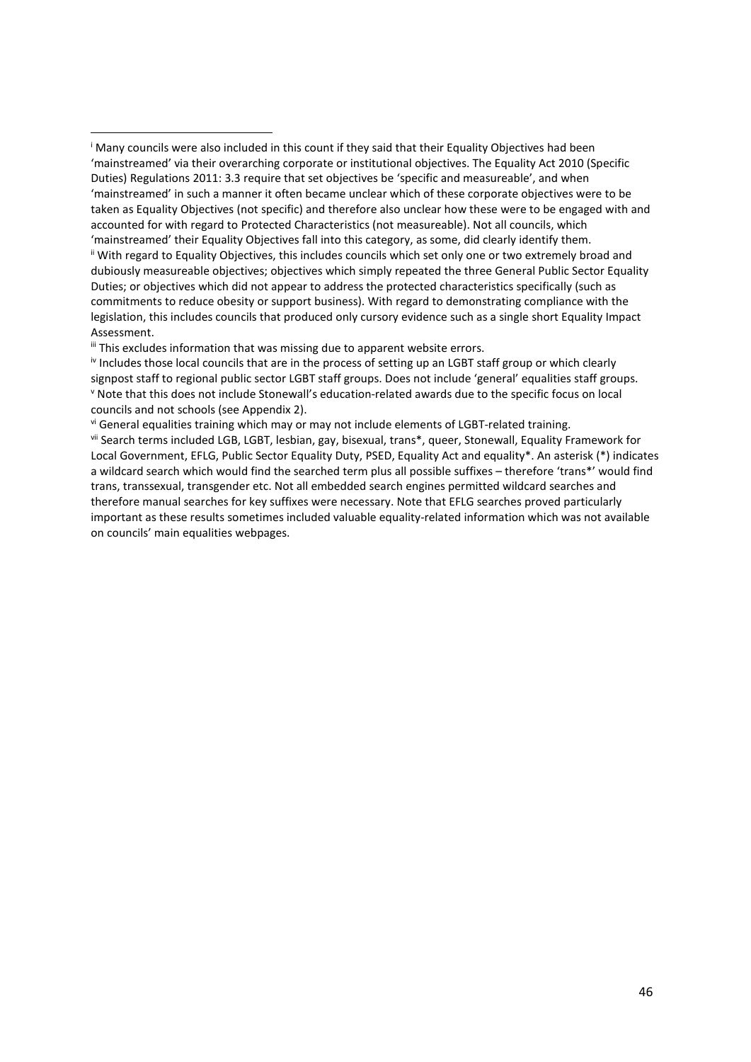[i] Many councils were also included in this count if they said that their Equality Objectives had been 'mainstreamed' via their overarching corporate or institutional objectives. The Equality Act 2010 (Specific Duties) Regulations 2011: 3.3 require that set objectives be 'specific and measureable', and when 'mainstreamed' in such a manner it often became unclear which of these corporate objectives were to be taken as Equality Objectives (not specific) and therefore also unclear how these were to be engaged with and accounted for with regard to Protected Characteristics (not measureable). Not all councils, which 'mainstreamed' their Equality Objectives fall into this category, as some, did clearly identify them.

[ii] With regard to Equality Objectives, this includes councils which set only one or two extremely broad and dubiously measureable objectives; objectives which simply repeated the three General Public Sector Equality Duties; or objectives which did not appear to address the protected characteristics specifically (such as commitments to reduce obesity or support business). With regard to demonstrating compliance with the legislation, this includes councils that produced only cursory evidence such as a single short Equality Impact Assessment.

[iii] This excludes information that was missing due to apparent website errors.

[iv] Includes those local councils that are in the process of setting up an LGBT staff group or which clearly signpost staff to regional public sector LGBT staff groups. Does not include 'general' equalities staff groups.

[v] Note that this does not include Stonewall's education-related awards due to the specific focus on local councils and not schools (see Appendix 2).

[vi] General equalities training which may or may not include elements of LGBT-related training.

[vii] Search terms included LGB, LGBT, lesbian, gay, bisexual, trans*, queer, Stonewall, Equality Framework for Local Government, EFLG, Public Sector Equality Duty, PSED, Equality Act and equality*. An asterisk (*) indicates a wildcard search which would find the searched term plus all possible suffixes – therefore 'trans*' would find trans, transsexual, transgender etc. Not all embedded search engines permitted wildcard searches and therefore manual searches for key suffixes were necessary. Note that EFLG searches proved particularly important as these results sometimes included valuable equality-related information which was not available on councils' main equalities webpages.